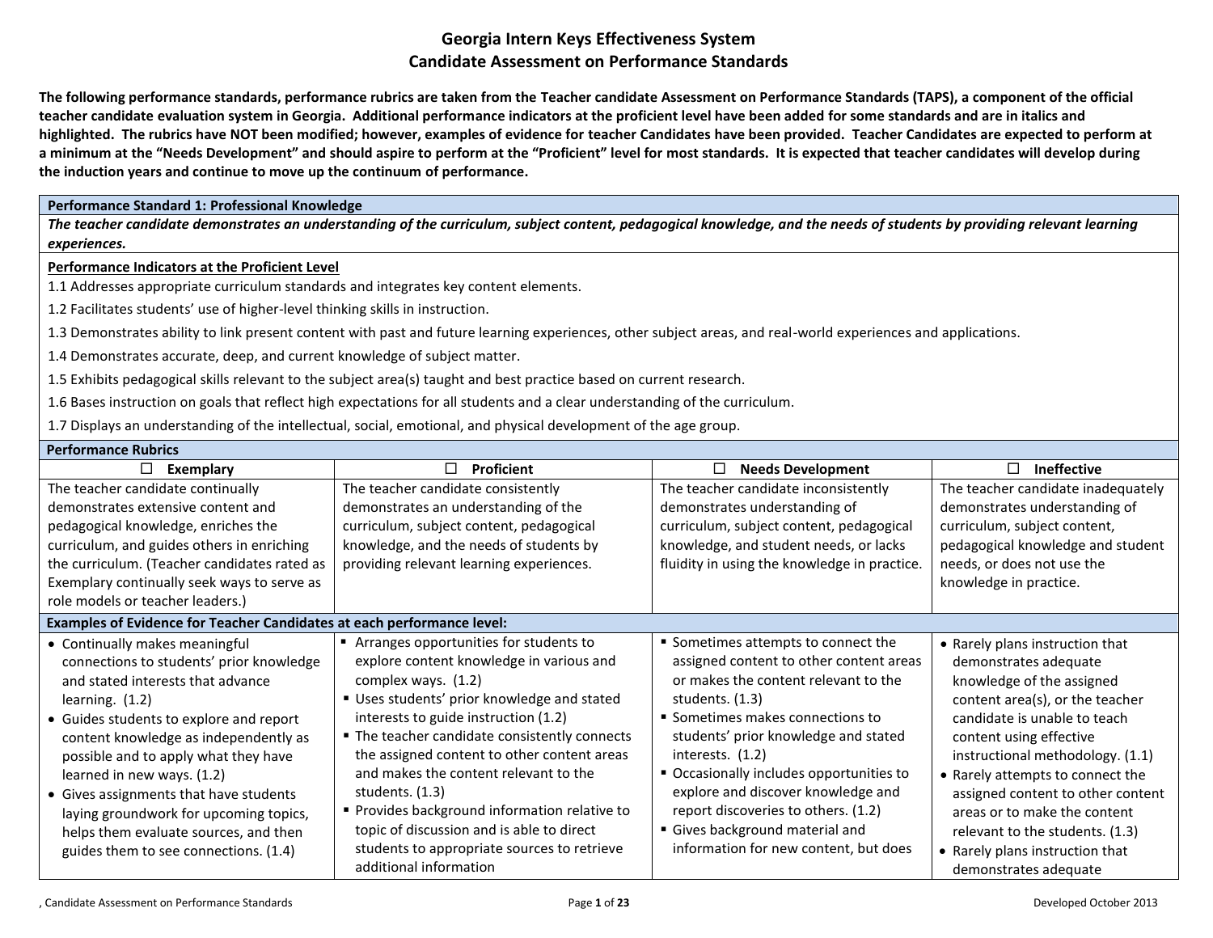# Georgia Intern Keys Effectiveness System
# Candidate Assessment on Performance Standards

**The following performance standards, performance rubrics are taken from the Teacher candidate Assessment on Performance Standards (TAPS), a component of the official teacher candidate evaluation system in Georgia. Additional performance indicators at the proficient level have been added for some standards and are in italics and highlighted. The rubrics have NOT been modified; however, examples of evidence for teacher Candidates have been provided. Teacher Candidates are expected to perform at a minimum at the "Needs Development" and should aspire to perform at the "Proficient" level for most standards. It is expected that teacher candidates will develop during the induction years and continue to move up the continuum of performance.**

## Performance Standard 1: Professional Knowledge

***The teacher candidate demonstrates an understanding of the curriculum, subject content, pedagogical knowledge, and the needs of students by providing relevant learning experiences.***

**Performance Indicators at the Proficient Level**

1.1 Addresses appropriate curriculum standards and integrates key content elements.

1.2 Facilitates students' use of higher-level thinking skills in instruction.

1.3 Demonstrates ability to link present content with past and future learning experiences, other subject areas, and real-world experiences and applications.

1.4 Demonstrates accurate, deep, and current knowledge of subject matter.

1.5 Exhibits pedagogical skills relevant to the subject area(s) taught and best practice based on current research.

1.6 Bases instruction on goals that reflect high expectations for all students and a clear understanding of the curriculum.

1.7 Displays an understanding of the intellectual, social, emotional, and physical development of the age group.

**Performance Rubrics**

| ☐ Exemplary | ☐ Proficient | ☐ Needs Development | ☐ Ineffective |
|---|---|---|---|
| The teacher candidate continually demonstrates extensive content and pedagogical knowledge, enriches the curriculum, and guides others in enriching the curriculum. (Teacher candidates rated as Exemplary continually seek ways to serve as role models or teacher leaders.) | The teacher candidate consistently demonstrates an understanding of the curriculum, subject content, pedagogical knowledge, and the needs of students by providing relevant learning experiences. | The teacher candidate inconsistently demonstrates understanding of curriculum, subject content, pedagogical knowledge, and student needs, or lacks fluidity in using the knowledge in practice. | The teacher candidate inadequately demonstrates understanding of curriculum, subject content, pedagogical knowledge and student needs, or does not use the knowledge in practice. |
| **Examples of Evidence for Teacher Candidates at each performance level:** | | | |
| • Continually makes meaningful connections to students' prior knowledge and stated interests that advance learning. (1.2)<br>• Guides students to explore and report content knowledge as independently as possible and to apply what they have learned in new ways. (1.2)<br>• Gives assignments that have students laying groundwork for upcoming topics, helps them evaluate sources, and then guides them to see connections. (1.4) | ▪ Arranges opportunities for students to explore content knowledge in various and complex ways. (1.2)<br>▪ Uses students' prior knowledge and stated interests to guide instruction (1.2)<br>▪ The teacher candidate consistently connects the assigned content to other content areas and makes the content relevant to the students. (1.3)<br>▪ Provides background information relative to topic of discussion and is able to direct students to appropriate sources to retrieve additional information | ▪ Sometimes attempts to connect the assigned content to other content areas or makes the content relevant to the students. (1.3)<br>▪ Sometimes makes connections to students' prior knowledge and stated interests. (1.2)<br>▪ Occasionally includes opportunities to explore and discover knowledge and report discoveries to others. (1.2)<br>▪ Gives background material and information for new content, but does | • Rarely plans instruction that demonstrates adequate knowledge of the assigned content area(s), or the teacher candidate is unable to teach content using effective instructional methodology. (1.1)<br>• Rarely attempts to connect the assigned content to other content areas or to make the content relevant to the students. (1.3)<br>• Rarely plans instruction that demonstrates adequate |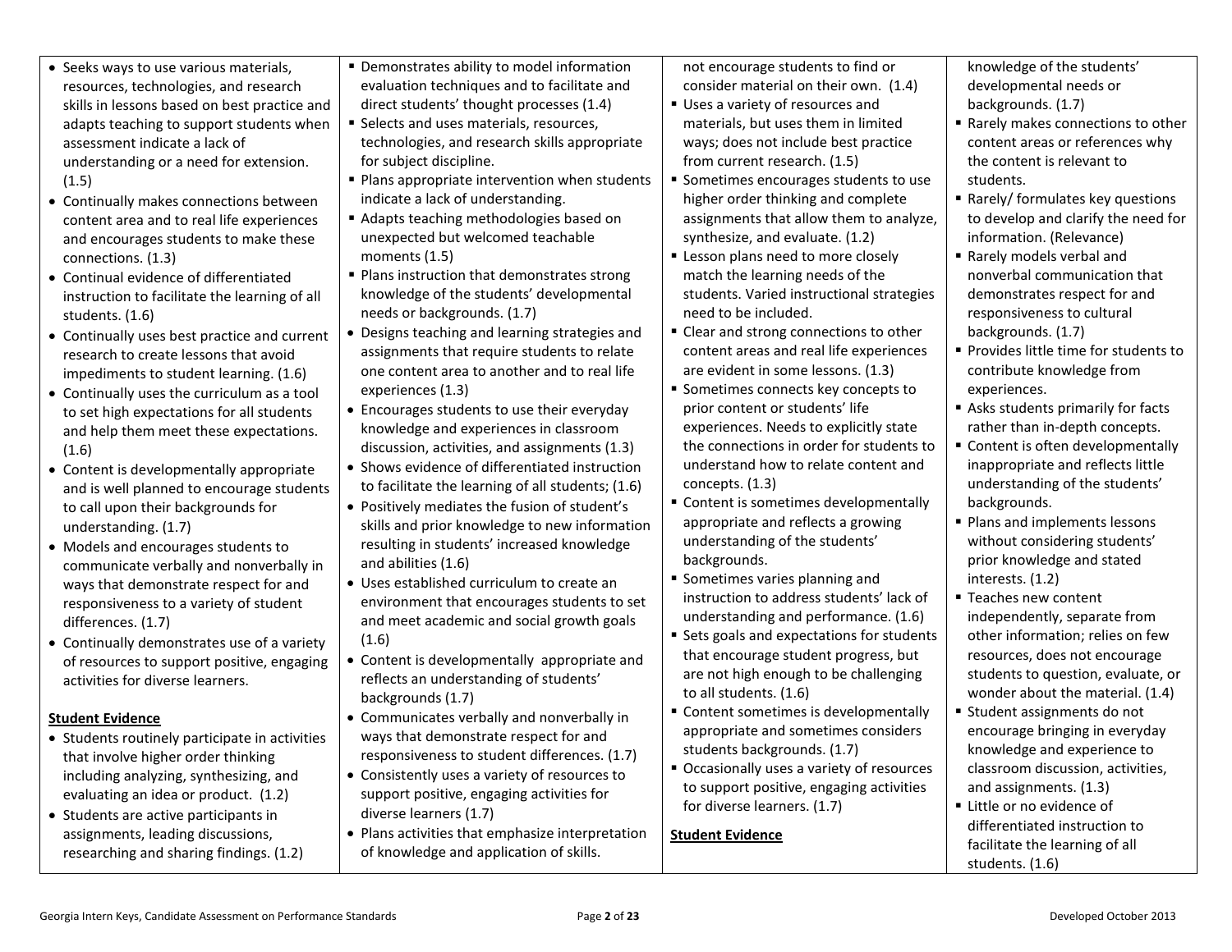| | | | |
|---|---|---|---|
| • Seeks ways to use various materials, resources, technologies, and research skills in lessons based on best practice and adapts teaching to support students when assessment indicate a lack of understanding or a need for extension. (1.5)<br>• Continually makes connections between content area and to real life experiences and encourages students to make these connections. (1.3)<br>• Continual evidence of differentiated instruction to facilitate the learning of all students. (1.6)<br>• Continually uses best practice and current research to create lessons that avoid impediments to student learning. (1.6)<br>• Continually uses the curriculum as a tool to set high expectations for all students and help them meet these expectations. (1.6)<br>• Content is developmentally appropriate and is well planned to encourage students to call upon their backgrounds for understanding. (1.7)<br>• Models and encourages students to communicate verbally and nonverbally in ways that demonstrate respect for and responsiveness to a variety of student differences. (1.7)<br>• Continually demonstrates use of a variety of resources to support positive, engaging activities for diverse learners.<br><br>**Student Evidence**<br>• Students routinely participate in activities that involve higher order thinking including analyzing, synthesizing, and evaluating an idea or product. (1.2)<br>• Students are active participants in assignments, leading discussions, researching and sharing findings. (1.2) | ▪ Demonstrates ability to model information evaluation techniques and to facilitate and direct students' thought processes (1.4)<br>▪ Selects and uses materials, resources, technologies, and research skills appropriate for subject discipline.<br>▪ Plans appropriate intervention when students indicate a lack of understanding.<br>▪ Adapts teaching methodologies based on unexpected but welcomed teachable moments (1.5)<br>▪ Plans instruction that demonstrates strong knowledge of the students' developmental needs or backgrounds. (1.7)<br>• Designs teaching and learning strategies and assignments that require students to relate one content area to another and to real life experiences (1.3)<br>• Encourages students to use their everyday knowledge and experiences in classroom discussion, activities, and assignments (1.3)<br>• Shows evidence of differentiated instruction to facilitate the learning of all students; (1.6)<br>• Positively mediates the fusion of student's skills and prior knowledge to new information resulting in students' increased knowledge and abilities (1.6)<br>• Uses established curriculum to create an environment that encourages students to set and meet academic and social growth goals (1.6)<br>• Content is developmentally appropriate and reflects an understanding of students' backgrounds (1.7)<br>• Communicates verbally and nonverbally in ways that demonstrate respect for and responsiveness to student differences. (1.7)<br>• Consistently uses a variety of resources to support positive, engaging activities for diverse learners (1.7)<br>• Plans activities that emphasize interpretation of knowledge and application of skills. | not encourage students to find or consider material on their own. (1.4)<br>▪ Uses a variety of resources and materials, but uses them in limited ways; does not include best practice from current research. (1.5)<br>▪ Sometimes encourages students to use higher order thinking and complete assignments that allow them to analyze, synthesize, and evaluate. (1.2)<br>▪ Lesson plans need to more closely match the learning needs of the students. Varied instructional strategies need to be included.<br>▪ Clear and strong connections to other content areas and real life experiences are evident in some lessons. (1.3)<br>▪ Sometimes connects key concepts to prior content or students' life experiences. Needs to explicitly state the connections in order for students to understand how to relate content and concepts. (1.3)<br>▪ Content is sometimes developmentally appropriate and reflects a growing understanding of the students' backgrounds.<br>▪ Sometimes varies planning and instruction to address students' lack of understanding and performance. (1.6)<br>▪ Sets goals and expectations for students that encourage student progress, but are not high enough to be challenging to all students. (1.6)<br>▪ Content sometimes is developmentally appropriate and sometimes considers students backgrounds. (1.7)<br>▪ Occasionally uses a variety of resources to support positive, engaging activities for diverse learners. (1.7)<br><br>**Student Evidence** | knowledge of the students' developmental needs or backgrounds. (1.7)<br>▪ Rarely makes connections to other content areas or references why the content is relevant to students.<br>▪ Rarely/ formulates key questions to develop and clarify the need for information. (Relevance)<br>▪ Rarely models verbal and nonverbal communication that demonstrates respect for and responsiveness to cultural backgrounds. (1.7)<br>▪ Provides little time for students to contribute knowledge from experiences.<br>▪ Asks students primarily for facts rather than in-depth concepts.<br>▪ Content is often developmentally inappropriate and reflects little understanding of the students' backgrounds.<br>▪ Plans and implements lessons without considering students' prior knowledge and stated interests. (1.2)<br>▪ Teaches new content independently, separate from other information; relies on few resources, does not encourage students to question, evaluate, or wonder about the material. (1.4)<br>▪ Student assignments do not encourage bringing in everyday knowledge and experience to classroom discussion, activities, and assignments. (1.3)<br>▪ Little or no evidence of differentiated instruction to facilitate the learning of all students. (1.6) |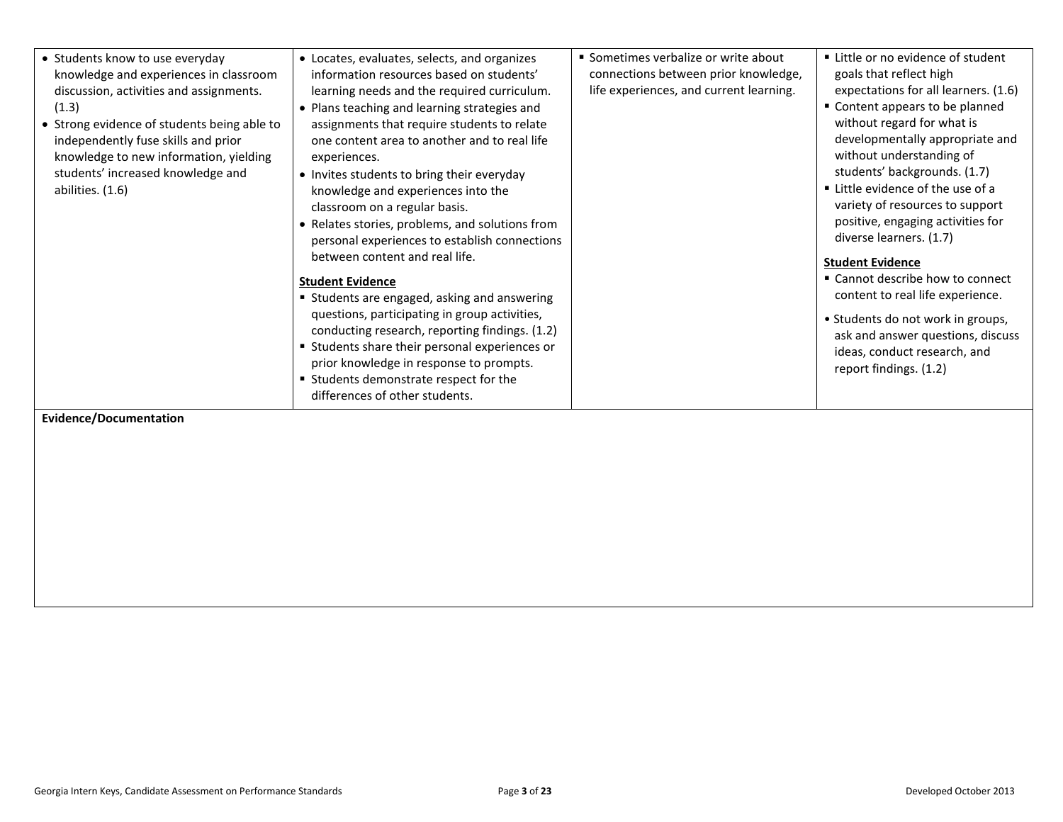| | | | |
|---|---|---|---|
| • Students know to use everyday knowledge and experiences in classroom discussion, activities and assignments. (1.3)<br>• Strong evidence of students being able to independently fuse skills and prior knowledge to new information, yielding students' increased knowledge and abilities. (1.6) | • Locates, evaluates, selects, and organizes information resources based on students' learning needs and the required curriculum.<br>• Plans teaching and learning strategies and assignments that require students to relate one content area to another and to real life experiences.<br>• Invites students to bring their everyday knowledge and experiences into the classroom on a regular basis.<br>• Relates stories, problems, and solutions from personal experiences to establish connections between content and real life.<br><br>**Student Evidence**<br>▪ Students are engaged, asking and answering questions, participating in group activities, conducting research, reporting findings. (1.2)<br>▪ Students share their personal experiences or prior knowledge in response to prompts.<br>▪ Students demonstrate respect for the differences of other students. | ▪ Sometimes verbalize or write about connections between prior knowledge, life experiences, and current learning. | ▪ Little or no evidence of student goals that reflect high expectations for all learners. (1.6)<br>▪ Content appears to be planned without regard for what is developmentally appropriate and without understanding of students' backgrounds. (1.7)<br>▪ Little evidence of the use of a variety of resources to support positive, engaging activities for diverse learners. (1.7)<br><br>**Student Evidence**<br>▪ Cannot describe how to connect content to real life experience.<br>• Students do not work in groups, ask and answer questions, discuss ideas, conduct research, and report findings. (1.2) |
| **Evidence/Documentation** | | | |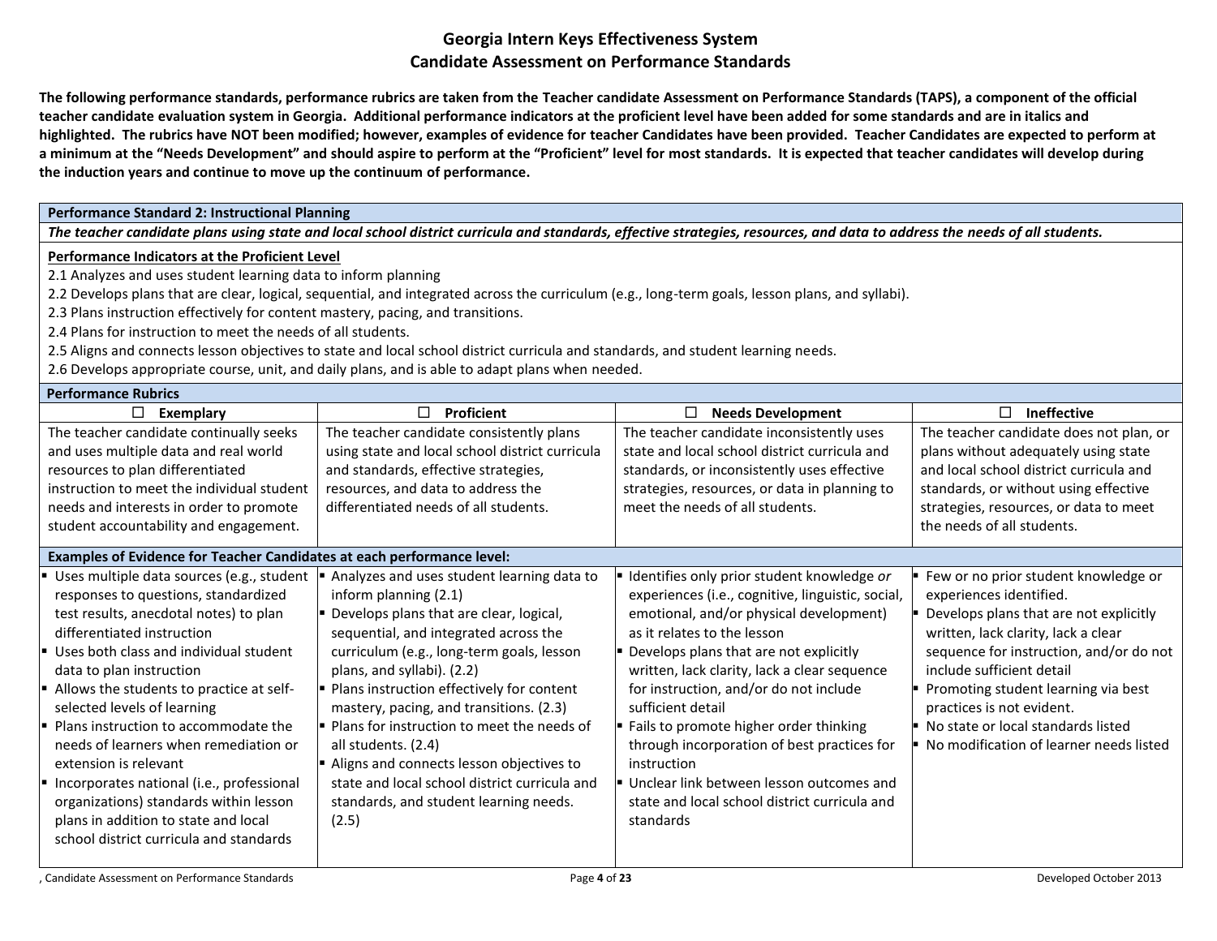# Georgia Intern Keys Effectiveness System
## Candidate Assessment on Performance Standards

**The following performance standards, performance rubrics are taken from the Teacher candidate Assessment on Performance Standards (TAPS), a component of the official teacher candidate evaluation system in Georgia. Additional performance indicators at the proficient level have been added for some standards and are in italics and highlighted. The rubrics have NOT been modified; however, examples of evidence for teacher Candidates have been provided. Teacher Candidates are expected to perform at a minimum at the "Needs Development" and should aspire to perform at the "Proficient" level for most standards. It is expected that teacher candidates will develop during the induction years and continue to move up the continuum of performance.**

### Performance Standard 2: Instructional Planning

***The teacher candidate plans using state and local school district curricula and standards, effective strategies, resources, and data to address the needs of all students.***

**Performance Indicators at the Proficient Level**

2.1 Analyzes and uses student learning data to inform planning
2.2 Develops plans that are clear, logical, sequential, and integrated across the curriculum (e.g., long-term goals, lesson plans, and syllabi).
2.3 Plans instruction effectively for content mastery, pacing, and transitions.
2.4 Plans for instruction to meet the needs of all students.
2.5 Aligns and connects lesson objectives to state and local school district curricula and standards, and student learning needs.
2.6 Develops appropriate course, unit, and daily plans, and is able to adapt plans when needed.

**Performance Rubrics**

| ☐ Exemplary | ☐ Proficient | ☐ Needs Development | ☐ Ineffective |
|---|---|---|---|
| The teacher candidate continually seeks and uses multiple data and real world resources to plan differentiated instruction to meet the individual student needs and interests in order to promote student accountability and engagement. | The teacher candidate consistently plans using state and local school district curricula and standards, effective strategies, resources, and data to address the differentiated needs of all students. | The teacher candidate inconsistently uses state and local school district curricula and standards, or inconsistently uses effective strategies, resources, or data in planning to meet the needs of all students. | The teacher candidate does not plan, or plans without adequately using state and local school district curricula and standards, or without using effective strategies, resources, or data to meet the needs of all students. |
| **Examples of Evidence for Teacher Candidates at each performance level:** | | | |
| ▪ Uses multiple data sources (e.g., student responses to questions, standardized test results, anecdotal notes) to plan differentiated instruction<br>▪ Uses both class and individual student data to plan instruction<br>▪ Allows the students to practice at self-selected levels of learning<br>▪ Plans instruction to accommodate the needs of learners when remediation or extension is relevant<br>▪ Incorporates national (i.e., professional organizations) standards within lesson plans in addition to state and local school district curricula and standards | ▪ Analyzes and uses student learning data to inform planning (2.1)<br>▪ Develops plans that are clear, logical, sequential, and integrated across the curriculum (e.g., long-term goals, lesson plans, and syllabi). (2.2)<br>▪ Plans instruction effectively for content mastery, pacing, and transitions. (2.3)<br>▪ Plans for instruction to meet the needs of all students. (2.4)<br>▪ Aligns and connects lesson objectives to state and local school district curricula and standards, and student learning needs. (2.5) | ▪ Identifies only prior student knowledge *or* experiences (i.e., cognitive, linguistic, social, emotional, and/or physical development) as it relates to the lesson<br>▪ Develops plans that are not explicitly written, lack clarity, lack a clear sequence for instruction, and/or do not include sufficient detail<br>▪ Fails to promote higher order thinking through incorporation of best practices for instruction<br>▪ Unclear link between lesson outcomes and state and local school district curricula and standards | ▪ Few or no prior student knowledge or experiences identified.<br>▪ Develops plans that are not explicitly written, lack clarity, lack a clear sequence for instruction, and/or do not include sufficient detail<br>▪ Promoting student learning via best practices is not evident.<br>▪ No state or local standards listed<br>▪ No modification of learner needs listed |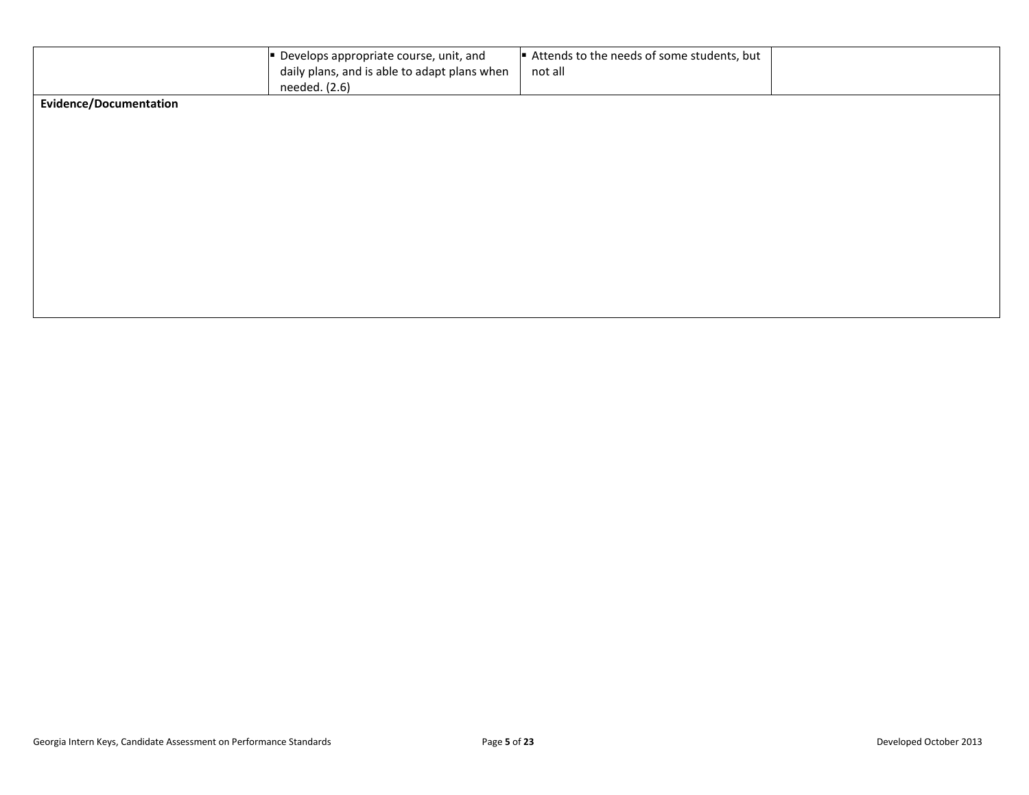| | | | |
|---|---|---|---|
| | ▪ Develops appropriate course, unit, and daily plans, and is able to adapt plans when needed. (2.6) | ▪ Attends to the needs of some students, but not all | |

**Evidence/Documentation**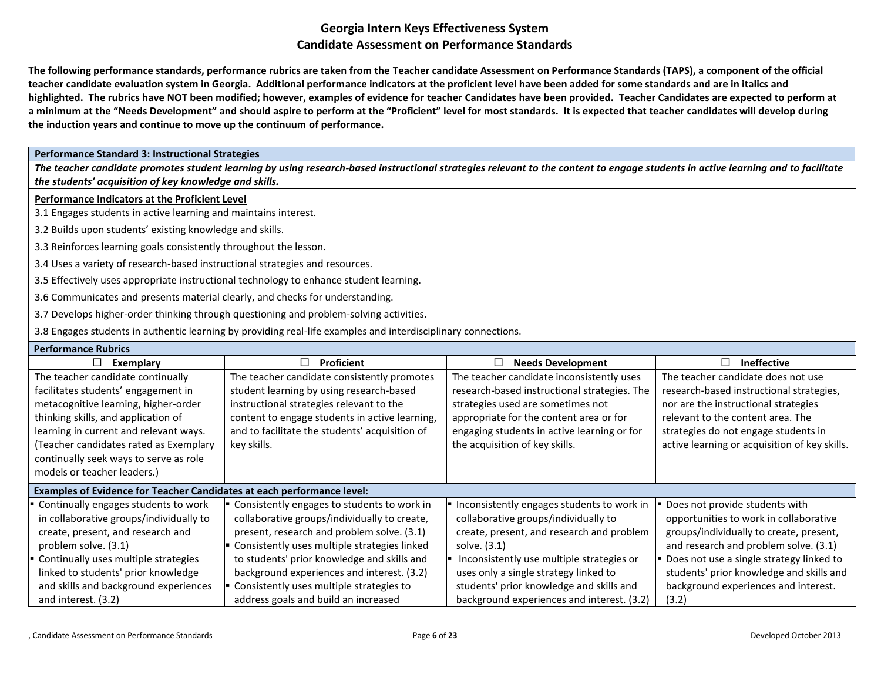# Georgia Intern Keys Effectiveness System
## Candidate Assessment on Performance Standards

**The following performance standards, performance rubrics are taken from the Teacher candidate Assessment on Performance Standards (TAPS), a component of the official teacher candidate evaluation system in Georgia. Additional performance indicators at the proficient level have been added for some standards and are in italics and highlighted. The rubrics have NOT been modified; however, examples of evidence for teacher Candidates have been provided. Teacher Candidates are expected to perform at a minimum at the "Needs Development" and should aspire to perform at the "Proficient" level for most standards. It is expected that teacher candidates will develop during the induction years and continue to move up the continuum of performance.**

### Performance Standard 3: Instructional Strategies

***The teacher candidate promotes student learning by using research-based instructional strategies relevant to the content to engage students in active learning and to facilitate the students' acquisition of key knowledge and skills.***

**Performance Indicators at the Proficient Level**

3.1 Engages students in active learning and maintains interest.

3.2 Builds upon students' existing knowledge and skills.

3.3 Reinforces learning goals consistently throughout the lesson.

3.4 Uses a variety of research-based instructional strategies and resources.

3.5 Effectively uses appropriate instructional technology to enhance student learning.

3.6 Communicates and presents material clearly, and checks for understanding.

3.7 Develops higher-order thinking through questioning and problem-solving activities.

3.8 Engages students in authentic learning by providing real-life examples and interdisciplinary connections.

**Performance Rubrics**

| ☐ Exemplary | ☐ Proficient | ☐ Needs Development | ☐ Ineffective |
|---|---|---|---|
| The teacher candidate continually facilitates students' engagement in metacognitive learning, higher-order thinking skills, and application of learning in current and relevant ways. (Teacher candidates rated as Exemplary continually seek ways to serve as role models or teacher leaders.) | The teacher candidate consistently promotes student learning by using research-based instructional strategies relevant to the content to engage students in active learning, and to facilitate the students' acquisition of key skills. | The teacher candidate inconsistently uses research-based instructional strategies. The strategies used are sometimes not appropriate for the content area or for engaging students in active learning or for the acquisition of key skills. | The teacher candidate does not use research-based instructional strategies, nor are the instructional strategies relevant to the content area. The strategies do not engage students in active learning or acquisition of key skills. |
| **Examples of Evidence for Teacher Candidates at each performance level:** | | | |
| ▪ Continually engages students to work in collaborative groups/individually to create, present, and research and problem solve. (3.1)<br>▪ Continually uses multiple strategies linked to students' prior knowledge and skills and background experiences and interest. (3.2) | ▪ Consistently engages to students to work in collaborative groups/individually to create, present, research and problem solve. (3.1)<br>▪ Consistently uses multiple strategies linked to students' prior knowledge and skills and background experiences and interest. (3.2)<br>▪ Consistently uses multiple strategies to address goals and build an increased | ▪ Inconsistently engages students to work in collaborative groups/individually to create, present, and research and problem solve. (3.1)<br>▪ Inconsistently use multiple strategies or uses only a single strategy linked to students' prior knowledge and skills and background experiences and interest. (3.2) | ▪ Does not provide students with opportunities to work in collaborative groups/individually to create, present, and research and problem solve. (3.1)<br>▪ Does not use a single strategy linked to students' prior knowledge and skills and background experiences and interest. (3.2) |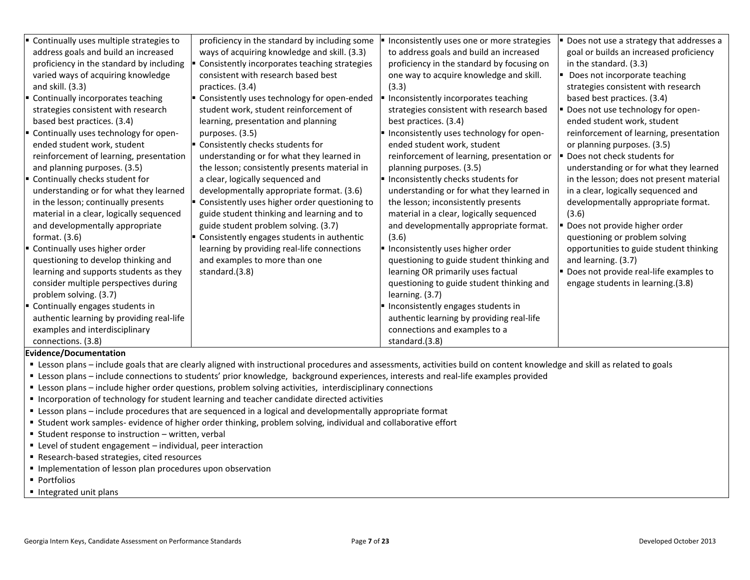| | | | |
|---|---|---|---|
| ▪ Continually uses multiple strategies to address goals and build an increased proficiency in the standard by including varied ways of acquiring knowledge and skill. (3.3)<br>▪ Continually incorporates teaching strategies consistent with research based best practices. (3.4)<br>▪ Continually uses technology for open-ended student work, student reinforcement of learning, presentation and planning purposes. (3.5)<br>▪ Continually checks student for understanding or for what they learned in the lesson; continually presents material in a clear, logically sequenced and developmentally appropriate format. (3.6)<br>▪ Continually uses higher order questioning to develop thinking and learning and supports students as they consider multiple perspectives during problem solving. (3.7)<br>▪ Continually engages students in authentic learning by providing real-life examples and interdisciplinary connections. (3.8) | proficiency in the standard by including some ways of acquiring knowledge and skill. (3.3)<br>▪ Consistently incorporates teaching strategies consistent with research based best practices. (3.4)<br>▪ Consistently uses technology for open-ended student work, student reinforcement of learning, presentation and planning purposes. (3.5)<br>▪ Consistently checks students for understanding or for what they learned in the lesson; consistently presents material in a clear, logically sequenced and developmentally appropriate format. (3.6)<br>▪ Consistently uses higher order questioning to guide student thinking and learning and to guide student problem solving. (3.7)<br>▪ Consistently engages students in authentic learning by providing real-life connections and examples to more than one standard.(3.8) | ▪ Inconsistently uses one or more strategies to address goals and build an increased proficiency in the standard by focusing on one way to acquire knowledge and skill. (3.3)<br>▪ Inconsistently incorporates teaching strategies consistent with research based best practices. (3.4)<br>▪ Inconsistently uses technology for open-ended student work, student reinforcement of learning, presentation or planning purposes. (3.5)<br>▪ Inconsistently checks students for understanding or for what they learned in the lesson; inconsistently presents material in a clear, logically sequenced and developmentally appropriate format. (3.6)<br>▪ Inconsistently uses higher order questioning to guide student thinking and learning OR primarily uses factual questioning to guide student thinking and learning. (3.7)<br>▪ Inconsistently engages students in authentic learning by providing real-life connections and examples to a standard.(3.8) | ▪ Does not use a strategy that addresses a goal or builds an increased proficiency in the standard. (3.3)<br>▪ Does not incorporate teaching strategies consistent with research based best practices. (3.4)<br>▪ Does not use technology for open-ended student work, student reinforcement of learning, presentation or planning purposes. (3.5)<br>▪ Does not check students for understanding or for what they learned in the lesson; does not present material in a clear, logically sequenced and developmentally appropriate format. (3.6)<br>▪ Does not provide higher order questioning or problem solving opportunities to guide student thinking and learning. (3.7)<br>▪ Does not provide real-life examples to engage students in learning.(3.8) |

**Evidence/Documentation**

- Lesson plans – include goals that are clearly aligned with instructional procedures and assessments, activities build on content knowledge and skill as related to goals
- Lesson plans – include connections to students' prior knowledge, background experiences, interests and real-life examples provided
- Lesson plans – include higher order questions, problem solving activities, interdisciplinary connections
- Incorporation of technology for student learning and teacher candidate directed activities
- Lesson plans – include procedures that are sequenced in a logical and developmentally appropriate format
- Student work samples- evidence of higher order thinking, problem solving, individual and collaborative effort
- Student response to instruction – written, verbal
- Level of student engagement – individual, peer interaction
- Research-based strategies, cited resources
- Implementation of lesson plan procedures upon observation
- Portfolios
- Integrated unit plans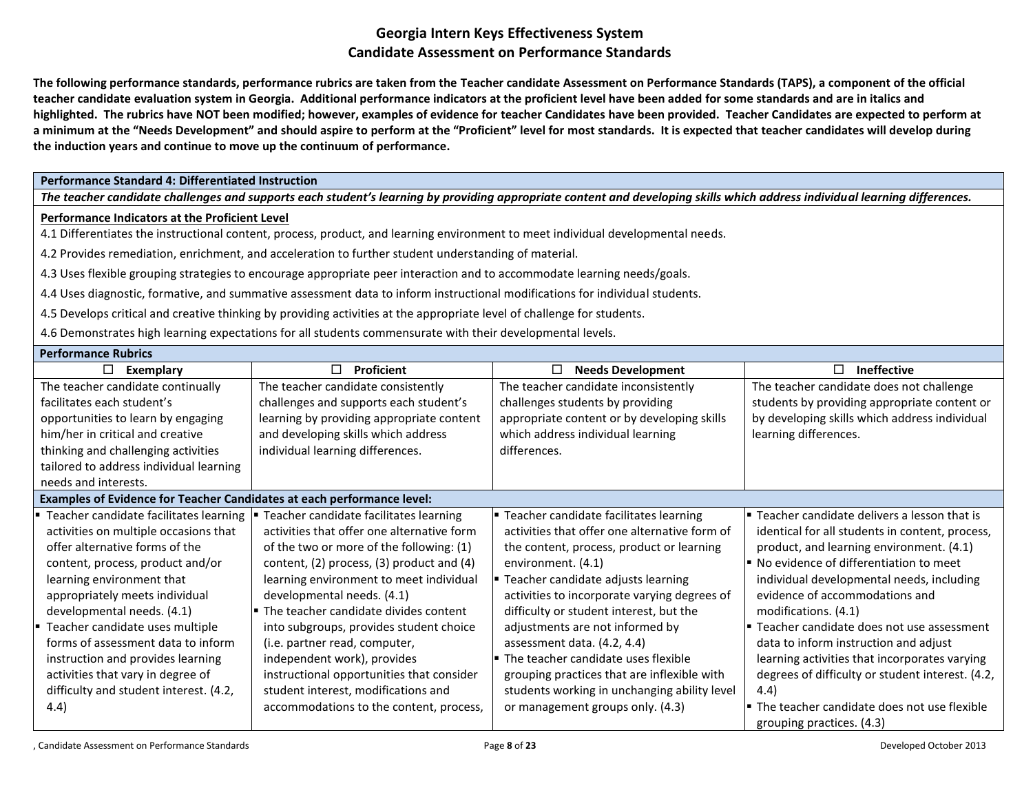## Georgia Intern Keys Effectiveness System
## Candidate Assessment on Performance Standards

**The following performance standards, performance rubrics are taken from the Teacher candidate Assessment on Performance Standards (TAPS), a component of the official teacher candidate evaluation system in Georgia. Additional performance indicators at the proficient level have been added for some standards and are in italics and highlighted. The rubrics have NOT been modified; however, examples of evidence for teacher Candidates have been provided. Teacher Candidates are expected to perform at a minimum at the "Needs Development" and should aspire to perform at the "Proficient" level for most standards. It is expected that teacher candidates will develop during the induction years and continue to move up the continuum of performance.**

**Performance Standard 4: Differentiated Instruction**

***The teacher candidate challenges and supports each student's learning by providing appropriate content and developing skills which address individual learning differences.***

**Performance Indicators at the Proficient Level**

4.1 Differentiates the instructional content, process, product, and learning environment to meet individual developmental needs.

4.2 Provides remediation, enrichment, and acceleration to further student understanding of material.

4.3 Uses flexible grouping strategies to encourage appropriate peer interaction and to accommodate learning needs/goals.

4.4 Uses diagnostic, formative, and summative assessment data to inform instructional modifications for individual students.

4.5 Develops critical and creative thinking by providing activities at the appropriate level of challenge for students.

4.6 Demonstrates high learning expectations for all students commensurate with their developmental levels.

**Performance Rubrics**

| ☐ Exemplary | ☐ Proficient | ☐ Needs Development | ☐ Ineffective |
|---|---|---|---|
| The teacher candidate continually facilitates each student's opportunities to learn by engaging him/her in critical and creative thinking and challenging activities tailored to address individual learning needs and interests. | The teacher candidate consistently challenges and supports each student's learning by providing appropriate content and developing skills which address individual learning differences. | The teacher candidate inconsistently challenges students by providing appropriate content or by developing skills which address individual learning differences. | The teacher candidate does not challenge students by providing appropriate content or by developing skills which address individual learning differences. |
| **Examples of Evidence for Teacher Candidates at each performance level:** | | | |
| ▪ Teacher candidate facilitates learning activities on multiple occasions that offer alternative forms of the content, process, product and/or learning environment that appropriately meets individual developmental needs. (4.1)<br>▪ Teacher candidate uses multiple forms of assessment data to inform instruction and provides learning activities that vary in degree of difficulty and student interest. (4.2, 4.4) | ▪ Teacher candidate facilitates learning activities that offer one alternative form of the two or more of the following: (1) content, (2) process, (3) product and (4) learning environment to meet individual developmental needs. (4.1)<br>▪ The teacher candidate divides content into subgroups, provides student choice (i.e. partner read, computer, independent work), provides instructional opportunities that consider student interest, modifications and accommodations to the content, process, | ▪ Teacher candidate facilitates learning activities that offer one alternative form of the content, process, product or learning environment. (4.1)<br>▪ Teacher candidate adjusts learning activities to incorporate varying degrees of difficulty or student interest, but the adjustments are not informed by assessment data. (4.2, 4.4)<br>▪ The teacher candidate uses flexible grouping practices that are inflexible with students working in unchanging ability level or management groups only. (4.3) | ▪ Teacher candidate delivers a lesson that is identical for all students in content, process, product, and learning environment. (4.1)<br>▪ No evidence of differentiation to meet individual developmental needs, including evidence of accommodations and modifications. (4.1)<br>▪ Teacher candidate does not use assessment data to inform instruction and adjust learning activities that incorporates varying degrees of difficulty or student interest. (4.2, 4.4)<br>▪ The teacher candidate does not use flexible grouping practices. (4.3) |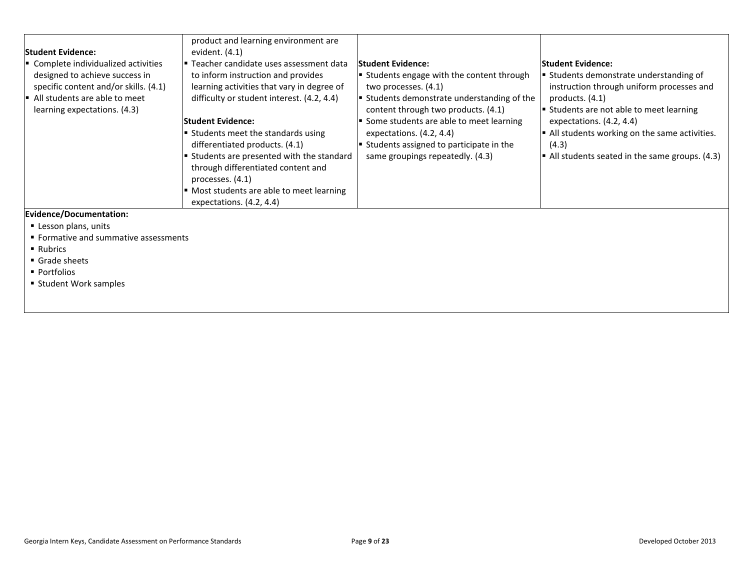| | | | |
|---|---|---|---|
| **Student Evidence:**<br>▪ Complete individualized activities designed to achieve success in specific content and/or skills. (4.1)<br>▪ All students are able to meet learning expectations. (4.3) | product and learning environment are evident. (4.1)<br>▪ Teacher candidate uses assessment data to inform instruction and provides learning activities that vary in degree of difficulty or student interest. (4.2, 4.4)<br><br>**Student Evidence:**<br>▪ Students meet the standards using differentiated products. (4.1)<br>▪ Students are presented with the standard through differentiated content and processes. (4.1)<br>▪ Most students are able to meet learning expectations. (4.2, 4.4) | **Student Evidence:**<br>▪ Students engage with the content through two processes. (4.1)<br>▪ Students demonstrate understanding of the content through two products. (4.1)<br>▪ Some students are able to meet learning expectations. (4.2, 4.4)<br>▪ Students assigned to participate in the same groupings repeatedly. (4.3) | **Student Evidence:**<br>▪ Students demonstrate understanding of instruction through uniform processes and products. (4.1)<br>▪ Students are not able to meet learning expectations. (4.2, 4.4)<br>▪ All students working on the same activities. (4.3)<br>▪ All students seated in the same groups. (4.3) |

**Evidence/Documentation:**

- Lesson plans, units
- Formative and summative assessments
- Rubrics
- Grade sheets
- Portfolios
- Student Work samples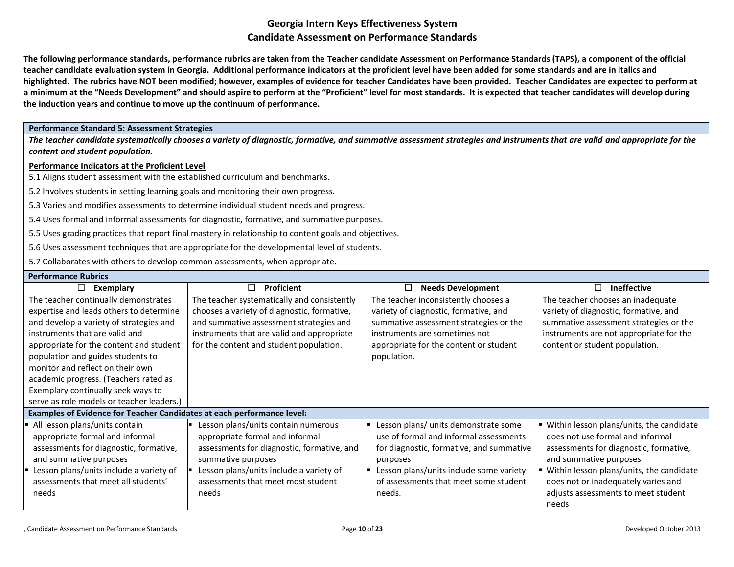# Georgia Intern Keys Effectiveness System
# Candidate Assessment on Performance Standards

**The following performance standards, performance rubrics are taken from the Teacher candidate Assessment on Performance Standards (TAPS), a component of the official teacher candidate evaluation system in Georgia. Additional performance indicators at the proficient level have been added for some standards and are in italics and highlighted. The rubrics have NOT been modified; however, examples of evidence for teacher Candidates have been provided. Teacher Candidates are expected to perform at a minimum at the "Needs Development" and should aspire to perform at the "Proficient" level for most standards. It is expected that teacher candidates will develop during the induction years and continue to move up the continuum of performance.**

**Performance Standard 5: Assessment Strategies**

***The teacher candidate systematically chooses a variety of diagnostic, formative, and summative assessment strategies and instruments that are valid and appropriate for the content and student population.***

**Performance Indicators at the Proficient Level**

5.1 Aligns student assessment with the established curriculum and benchmarks.

5.2 Involves students in setting learning goals and monitoring their own progress.

5.3 Varies and modifies assessments to determine individual student needs and progress.

5.4 Uses formal and informal assessments for diagnostic, formative, and summative purposes.

5.5 Uses grading practices that report final mastery in relationship to content goals and objectives.

5.6 Uses assessment techniques that are appropriate for the developmental level of students.

5.7 Collaborates with others to develop common assessments, when appropriate.

**Performance Rubrics**

| ☐ Exemplary | ☐ Proficient | ☐ Needs Development | ☐ Ineffective |
|---|---|---|---|
| The teacher continually demonstrates expertise and leads others to determine and develop a variety of strategies and instruments that are valid and appropriate for the content and student population and guides students to monitor and reflect on their own academic progress. (Teachers rated as Exemplary continually seek ways to serve as role models or teacher leaders.) | The teacher systematically and consistently chooses a variety of diagnostic, formative, and summative assessment strategies and instruments that are valid and appropriate for the content and student population. | The teacher inconsistently chooses a variety of diagnostic, formative, and summative assessment strategies or the instruments are sometimes not appropriate for the content or student population. | The teacher chooses an inadequate variety of diagnostic, formative, and summative assessment strategies or the instruments are not appropriate for the content or student population. |
| **Examples of Evidence for Teacher Candidates at each performance level:** | | | |
| ▪ All lesson plans/units contain appropriate formal and informal assessments for diagnostic, formative, and summative purposes<br>▪ Lesson plans/units include a variety of assessments that meet all students' needs | ▪ Lesson plans/units contain numerous appropriate formal and informal assessments for diagnostic, formative, and summative purposes<br>▪ Lesson plans/units include a variety of assessments that meet most student needs | ▪ Lesson plans/ units demonstrate some use of formal and informal assessments for diagnostic, formative, and summative purposes<br>▪ Lesson plans/units include some variety of assessments that meet some student needs. | ▪ Within lesson plans/units, the candidate does not use formal and informal assessments for diagnostic, formative, and summative purposes<br>▪ Within lesson plans/units, the candidate does not or inadequately varies and adjusts assessments to meet student needs |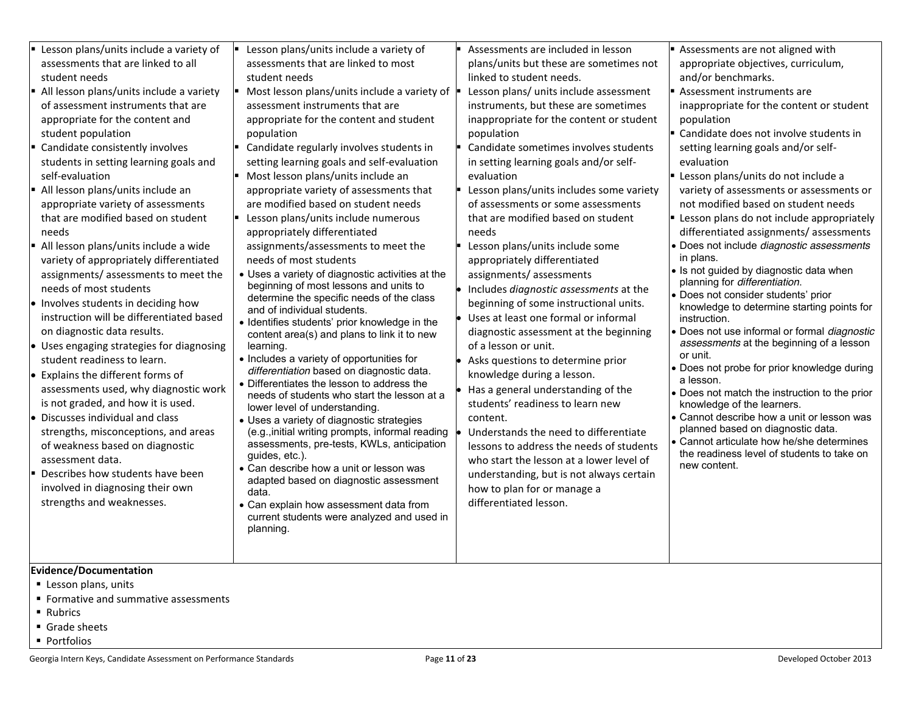| | | | |
|---|---|---|---|
| ▪ Lesson plans/units include a variety of assessments that are linked to all student needs<br>▪ All lesson plans/units include a variety of assessment instruments that are appropriate for the content and student population<br>▪ Candidate consistently involves students in setting learning goals and self-evaluation<br>▪ All lesson plans/units include an appropriate variety of assessments that are modified based on student needs<br>▪ All lesson plans/units include a wide variety of appropriately differentiated assignments/ assessments to meet the needs of most students<br>• Involves students in deciding how instruction will be differentiated based on diagnostic data results.<br>• Uses engaging strategies for diagnosing student readiness to learn.<br>• Explains the different forms of assessments used, why diagnostic work is not graded, and how it is used.<br>• Discusses individual and class strengths, misconceptions, and areas of weakness based on diagnostic assessment data.<br>▪ Describes how students have been involved in diagnosing their own strengths and weaknesses. | ▪ Lesson plans/units include a variety of assessments that are linked to most student needs<br>▪ Most lesson plans/units include a variety of assessment instruments that are appropriate for the content and student population<br>▪ Candidate regularly involves students in setting learning goals and self-evaluation<br>▪ Most lesson plans/units include an appropriate variety of assessments that are modified based on student needs<br>▪ Lesson plans/units include numerous appropriately differentiated assignments/assessments to meet the needs of most students<br>• Uses a variety of diagnostic activities at the beginning of most lessons and units to determine the specific needs of the class and of individual students.<br>• Identifies students' prior knowledge in the content area(s) and plans to link it to new learning.<br>• Includes a variety of opportunities for *differentiation* based on diagnostic data.<br>• Differentiates the lesson to address the needs of students who start the lesson at a lower level of understanding.<br>• Uses a variety of diagnostic strategies (e.g.,initial writing prompts, informal reading assessments, pre-tests, KWLs, anticipation guides, etc.).<br>• Can describe how a unit or lesson was adapted based on diagnostic assessment data.<br>• Can explain how assessment data from current students were analyzed and used in planning. | ▪ Assessments are included in lesson plans/units but these are sometimes not linked to student needs.<br>▪ Lesson plans/ units include assessment instruments, but these are sometimes inappropriate for the content or student population<br>▪ Candidate sometimes involves students in setting learning goals and/or self-evaluation<br>▪ Lesson plans/units includes some variety of assessments or some assessments that are modified based on student needs<br>▪ Lesson plans/units include some appropriately differentiated assignments/ assessments<br>• Includes *diagnostic assessments* at the beginning of some instructional units.<br>• Uses at least one formal or informal diagnostic assessment at the beginning of a lesson or unit.<br>• Asks questions to determine prior knowledge during a lesson.<br>• Has a general understanding of the students' readiness to learn new content.<br>• Understands the need to differentiate lessons to address the needs of students who start the lesson at a lower level of understanding, but is not always certain how to plan for or manage a differentiated lesson. | ▪ Assessments are not aligned with appropriate objectives, curriculum, and/or benchmarks.<br>▪ Assessment instruments are inappropriate for the content or student population<br>▪ Candidate does not involve students in setting learning goals and/or self-evaluation<br>▪ Lesson plans/units do not include a variety of assessments or assessments or not modified based on student needs<br>▪ Lesson plans do not include appropriately differentiated assignments/ assessments<br>• Does not include *diagnostic assessments* in plans.<br>• Is not guided by diagnostic data when planning for *differentiation*.<br>• Does not consider students' prior knowledge to determine starting points for instruction.<br>• Does not use informal or formal *diagnostic assessments* at the beginning of a lesson or unit.<br>• Does not probe for prior knowledge during a lesson.<br>• Does not match the instruction to the prior knowledge of the learners.<br>• Cannot describe how a unit or lesson was planned based on diagnostic data.<br>• Cannot articulate how he/she determines the readiness level of students to take on new content. |

**Evidence/Documentation**

- Lesson plans, units
- Formative and summative assessments
- Rubrics
- Grade sheets
- Portfolios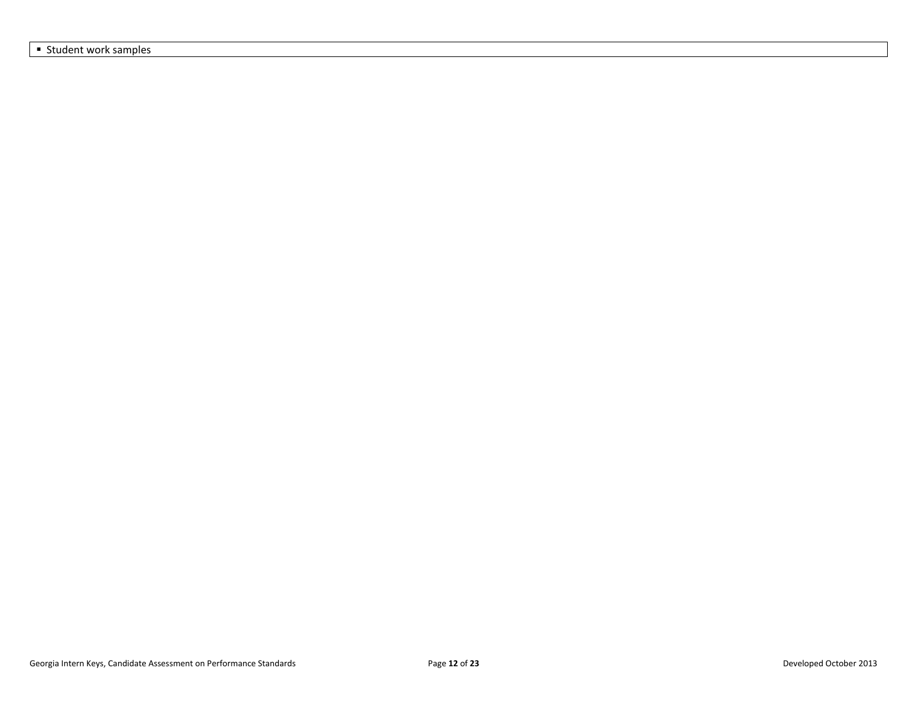- Student work samples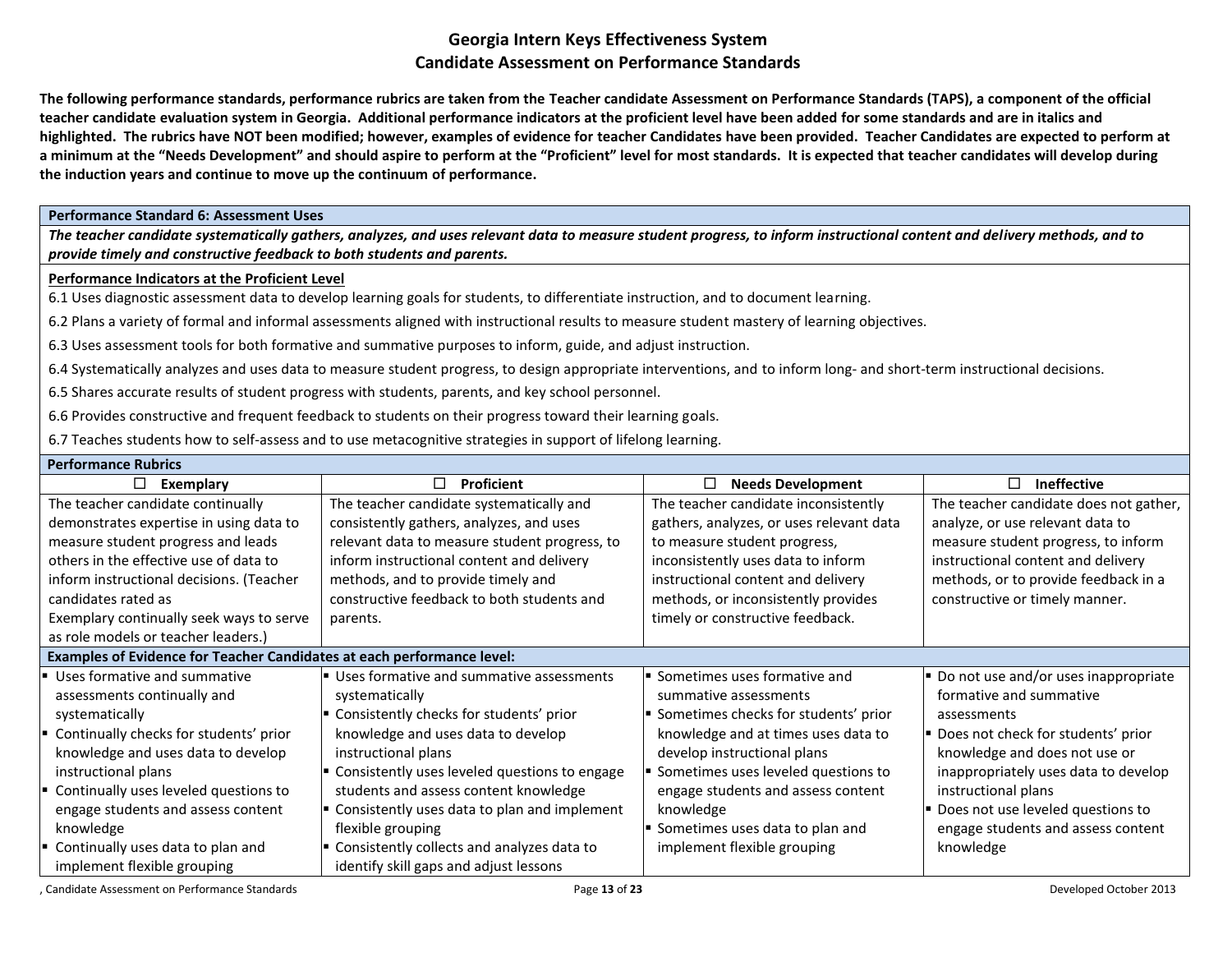# Georgia Intern Keys Effectiveness System
## Candidate Assessment on Performance Standards

**The following performance standards, performance rubrics are taken from the Teacher candidate Assessment on Performance Standards (TAPS), a component of the official teacher candidate evaluation system in Georgia. Additional performance indicators at the proficient level have been added for some standards and are in italics and highlighted. The rubrics have NOT been modified; however, examples of evidence for teacher Candidates have been provided. Teacher Candidates are expected to perform at a minimum at the "Needs Development" and should aspire to perform at the "Proficient" level for most standards. It is expected that teacher candidates will develop during the induction years and continue to move up the continuum of performance.**

### Performance Standard 6: Assessment Uses

***The teacher candidate systematically gathers, analyzes, and uses relevant data to measure student progress, to inform instructional content and delivery methods, and to provide timely and constructive feedback to both students and parents.***

**Performance Indicators at the Proficient Level**

6.1 Uses diagnostic assessment data to develop learning goals for students, to differentiate instruction, and to document learning.

6.2 Plans a variety of formal and informal assessments aligned with instructional results to measure student mastery of learning objectives.

6.3 Uses assessment tools for both formative and summative purposes to inform, guide, and adjust instruction.

6.4 Systematically analyzes and uses data to measure student progress, to design appropriate interventions, and to inform long- and short-term instructional decisions.

6.5 Shares accurate results of student progress with students, parents, and key school personnel.

6.6 Provides constructive and frequent feedback to students on their progress toward their learning goals.

6.7 Teaches students how to self-assess and to use metacognitive strategies in support of lifelong learning.

**Performance Rubrics**

| ☐ Exemplary | ☐ Proficient | ☐ Needs Development | ☐ Ineffective |
|---|---|---|---|
| The teacher candidate continually demonstrates expertise in using data to measure student progress and leads others in the effective use of data to inform instructional decisions. (Teacher candidates rated as Exemplary continually seek ways to serve as role models or teacher leaders.) | The teacher candidate systematically and consistently gathers, analyzes, and uses relevant data to measure student progress, to inform instructional content and delivery methods, and to provide timely and constructive feedback to both students and parents. | The teacher candidate inconsistently gathers, analyzes, or uses relevant data to measure student progress, inconsistently uses data to inform instructional content and delivery methods, or inconsistently provides timely or constructive feedback. | The teacher candidate does not gather, analyze, or use relevant data to measure student progress, to inform instructional content and delivery methods, or to provide feedback in a constructive or timely manner. |
| **Examples of Evidence for Teacher Candidates at each performance level:** | | | |
| ▪ Uses formative and summative assessments continually and systematically<br>▪ Continually checks for students' prior knowledge and uses data to develop instructional plans<br>▪ Continually uses leveled questions to engage students and assess content knowledge<br>▪ Continually uses data to plan and implement flexible grouping | ▪ Uses formative and summative assessments systematically<br>▪ Consistently checks for students' prior knowledge and uses data to develop instructional plans<br>▪ Consistently uses leveled questions to engage students and assess content knowledge<br>▪ Consistently uses data to plan and implement flexible grouping<br>▪ Consistently collects and analyzes data to identify skill gaps and adjust lessons | ▪ Sometimes uses formative and summative assessments<br>▪ Sometimes checks for students' prior knowledge and at times uses data to develop instructional plans<br>▪ Sometimes uses leveled questions to engage students and assess content knowledge<br>▪ Sometimes uses data to plan and implement flexible grouping | ▪ Do not use and/or uses inappropriate formative and summative assessments<br>▪ Does not check for students' prior knowledge and does not use or inappropriately uses data to develop instructional plans<br>▪ Does not use leveled questions to engage students and assess content knowledge |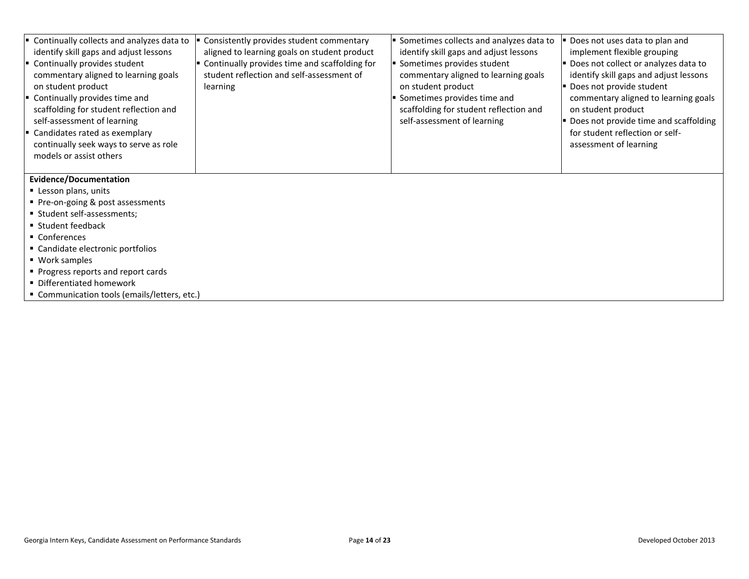| | | | |
|---|---|---|---|
| ▪ Continually collects and analyzes data to identify skill gaps and adjust lessons<br>▪ Continually provides student commentary aligned to learning goals on student product<br>▪ Continually provides time and scaffolding for student reflection and self-assessment of learning<br>▪ Candidates rated as exemplary continually seek ways to serve as role models or assist others | ▪ Consistently provides student commentary aligned to learning goals on student product<br>▪ Continually provides time and scaffolding for student reflection and self-assessment of learning | ▪ Sometimes collects and analyzes data to identify skill gaps and adjust lessons<br>▪ Sometimes provides student commentary aligned to learning goals on student product<br>▪ Sometimes provides time and scaffolding for student reflection and self-assessment of learning | ▪ Does not uses data to plan and implement flexible grouping<br>▪ Does not collect or analyzes data to identify skill gaps and adjust lessons<br>▪ Does not provide student commentary aligned to learning goals on student product<br>▪ Does not provide time and scaffolding for student reflection or self-assessment of learning |

**Evidence/Documentation**

- Lesson plans, units
- Pre-on-going & post assessments
- Student self-assessments;
- Student feedback
- Conferences
- Candidate electronic portfolios
- Work samples
- Progress reports and report cards
- Differentiated homework
- Communication tools (emails/letters, etc.)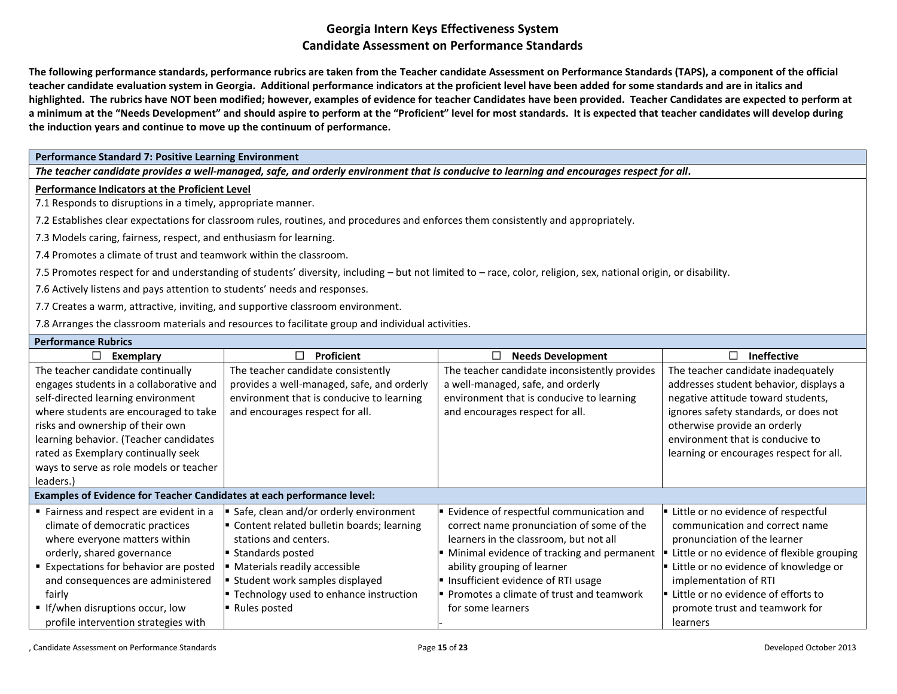# Georgia Intern Keys Effectiveness System
# Candidate Assessment on Performance Standards

**The following performance standards, performance rubrics are taken from the Teacher candidate Assessment on Performance Standards (TAPS), a component of the official teacher candidate evaluation system in Georgia. Additional performance indicators at the proficient level have been added for some standards and are in italics and highlighted. The rubrics have NOT been modified; however, examples of evidence for teacher Candidates have been provided. Teacher Candidates are expected to perform at a minimum at the "Needs Development" and should aspire to perform at the "Proficient" level for most standards. It is expected that teacher candidates will develop during the induction years and continue to move up the continuum of performance.**

**Performance Standard 7: Positive Learning Environment**

***The teacher candidate provides a well-managed, safe, and orderly environment that is conducive to learning and encourages respect for all.***

**Performance Indicators at the Proficient Level**

7.1 Responds to disruptions in a timely, appropriate manner.

7.2 Establishes clear expectations for classroom rules, routines, and procedures and enforces them consistently and appropriately.

7.3 Models caring, fairness, respect, and enthusiasm for learning.

7.4 Promotes a climate of trust and teamwork within the classroom.

7.5 Promotes respect for and understanding of students' diversity, including – but not limited to – race, color, religion, sex, national origin, or disability.

7.6 Actively listens and pays attention to students' needs and responses.

7.7 Creates a warm, attractive, inviting, and supportive classroom environment.

7.8 Arranges the classroom materials and resources to facilitate group and individual activities.

**Performance Rubrics**

| ☐ Exemplary | ☐ Proficient | ☐ Needs Development | ☐ Ineffective |
|---|---|---|---|
| The teacher candidate continually engages students in a collaborative and self-directed learning environment where students are encouraged to take risks and ownership of their own learning behavior. (Teacher candidates rated as Exemplary continually seek ways to serve as role models or teacher leaders.) | The teacher candidate consistently provides a well-managed, safe, and orderly environment that is conducive to learning and encourages respect for all. | The teacher candidate inconsistently provides a well-managed, safe, and orderly environment that is conducive to learning and encourages respect for all. | The teacher candidate inadequately addresses student behavior, displays a negative attitude toward students, ignores safety standards, or does not otherwise provide an orderly environment that is conducive to learning or encourages respect for all. |
| **Examples of Evidence for Teacher Candidates at each performance level:** | | | |
| ▪ Fairness and respect are evident in a climate of democratic practices where everyone matters within orderly, shared governance<br>▪ Expectations for behavior are posted and consequences are administered fairly<br>▪ If/when disruptions occur, low profile intervention strategies with | ▪ Safe, clean and/or orderly environment<br>▪ Content related bulletin boards; learning stations and centers.<br>▪ Standards posted<br>▪ Materials readily accessible<br>▪ Student work samples displayed<br>▪ Technology used to enhance instruction<br>▪ Rules posted | ▪ Evidence of respectful communication and correct name pronunciation of some of the learners in the classroom, but not all<br>▪ Minimal evidence of tracking and permanent ability grouping of learner<br>▪ Insufficient evidence of RTI usage<br>▪ Promotes a climate of trust and teamwork for some learners<br>- | ▪ Little or no evidence of respectful communication and correct name pronunciation of the learner<br>▪ Little or no evidence of flexible grouping<br>▪ Little or no evidence of knowledge or implementation of RTI<br>▪ Little or no evidence of efforts to promote trust and teamwork for learners |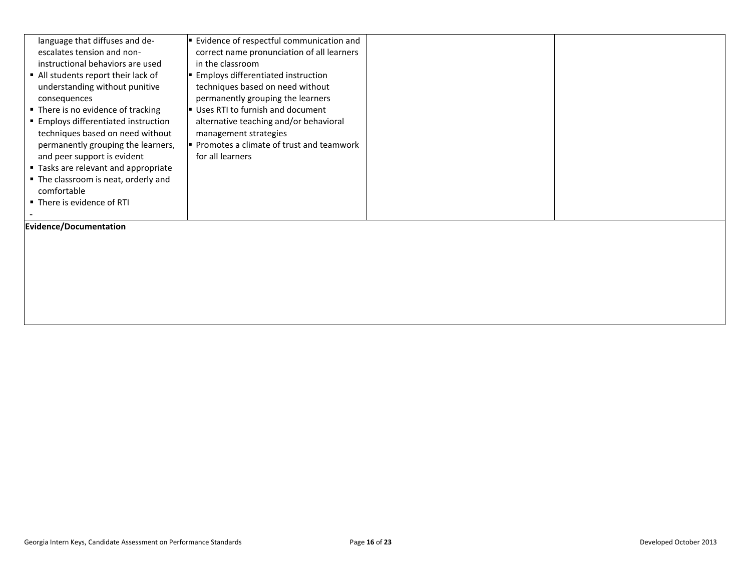| | | | |
|---|---|---|---|
| language that diffuses and de-escalates tension and non-instructional behaviors are used<br>▪ All students report their lack of understanding without punitive consequences<br>▪ There is no evidence of tracking<br>▪ Employs differentiated instruction techniques based on need without permanently grouping the learners, and peer support is evident<br>▪ Tasks are relevant and appropriate<br>▪ The classroom is neat, orderly and comfortable<br>▪ There is evidence of RTI<br>- | ▪ Evidence of respectful communication and correct name pronunciation of all learners in the classroom<br>▪ Employs differentiated instruction techniques based on need without permanently grouping the learners<br>▪ Uses RTI to furnish and document alternative teaching and/or behavioral management strategies<br>▪ Promotes a climate of trust and teamwork for all learners | | |
| **Evidence/Documentation** | | | |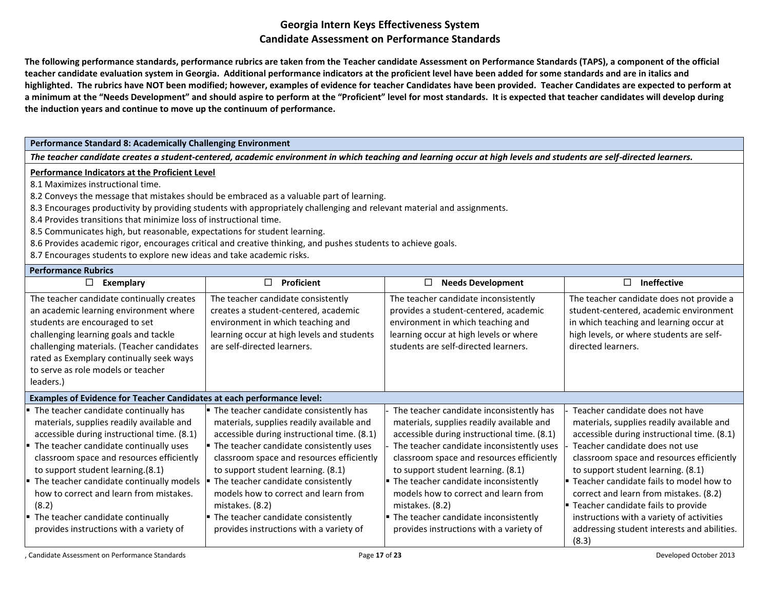# Georgia Intern Keys Effectiveness System
## Candidate Assessment on Performance Standards

**The following performance standards, performance rubrics are taken from the Teacher candidate Assessment on Performance Standards (TAPS), a component of the official teacher candidate evaluation system in Georgia. Additional performance indicators at the proficient level have been added for some standards and are in italics and highlighted. The rubrics have NOT been modified; however, examples of evidence for teacher Candidates have been provided. Teacher Candidates are expected to perform at a minimum at the "Needs Development" and should aspire to perform at the "Proficient" level for most standards. It is expected that teacher candidates will develop during the induction years and continue to move up the continuum of performance.**

**Performance Standard 8: Academically Challenging Environment**

***The teacher candidate creates a student-centered, academic environment in which teaching and learning occur at high levels and students are self-directed learners.***

**Performance Indicators at the Proficient Level**

8.1 Maximizes instructional time.
8.2 Conveys the message that mistakes should be embraced as a valuable part of learning.
8.3 Encourages productivity by providing students with appropriately challenging and relevant material and assignments.
8.4 Provides transitions that minimize loss of instructional time.
8.5 Communicates high, but reasonable, expectations for student learning.
8.6 Provides academic rigor, encourages critical and creative thinking, and pushes students to achieve goals.
8.7 Encourages students to explore new ideas and take academic risks.

**Performance Rubrics**

| ☐ Exemplary | ☐ Proficient | ☐ Needs Development | ☐ Ineffective |
|---|---|---|---|
| The teacher candidate continually creates an academic learning environment where students are encouraged to set challenging learning goals and tackle challenging materials. (Teacher candidates rated as Exemplary continually seek ways to serve as role models or teacher leaders.) | The teacher candidate consistently creates a student-centered, academic environment in which teaching and learning occur at high levels and students are self-directed learners. | The teacher candidate inconsistently provides a student-centered, academic environment in which teaching and learning occur at high levels or where students are self-directed learners. | The teacher candidate does not provide a student-centered, academic environment in which teaching and learning occur at high levels, or where students are self-directed learners. |
| **Examples of Evidence for Teacher Candidates at each performance level:** | | | |
| ▪ The teacher candidate continually has materials, supplies readily available and accessible during instructional time. (8.1)<br>▪ The teacher candidate continually uses classroom space and resources efficiently to support student learning.(8.1)<br>▪ The teacher candidate continually models how to correct and learn from mistakes. (8.2)<br>▪ The teacher candidate continually provides instructions with a variety of | ▪ The teacher candidate consistently has materials, supplies readily available and accessible during instructional time. (8.1)<br>▪ The teacher candidate consistently uses classroom space and resources efficiently to support student learning. (8.1)<br>▪ The teacher candidate consistently models how to correct and learn from mistakes. (8.2)<br>▪ The teacher candidate consistently provides instructions with a variety of | - The teacher candidate inconsistently has materials, supplies readily available and accessible during instructional time. (8.1)<br>- The teacher candidate inconsistently uses classroom space and resources efficiently to support student learning. (8.1)<br>▪ The teacher candidate inconsistently models how to correct and learn from mistakes. (8.2)<br>▪ The teacher candidate inconsistently provides instructions with a variety of | - Teacher candidate does not have materials, supplies readily available and accessible during instructional time. (8.1)<br>- Teacher candidate does not use classroom space and resources efficiently to support student learning. (8.1)<br>▪ Teacher candidate fails to model how to correct and learn from mistakes. (8.2)<br>▪ Teacher candidate fails to provide instructions with a variety of activities addressing student interests and abilities. (8.3) |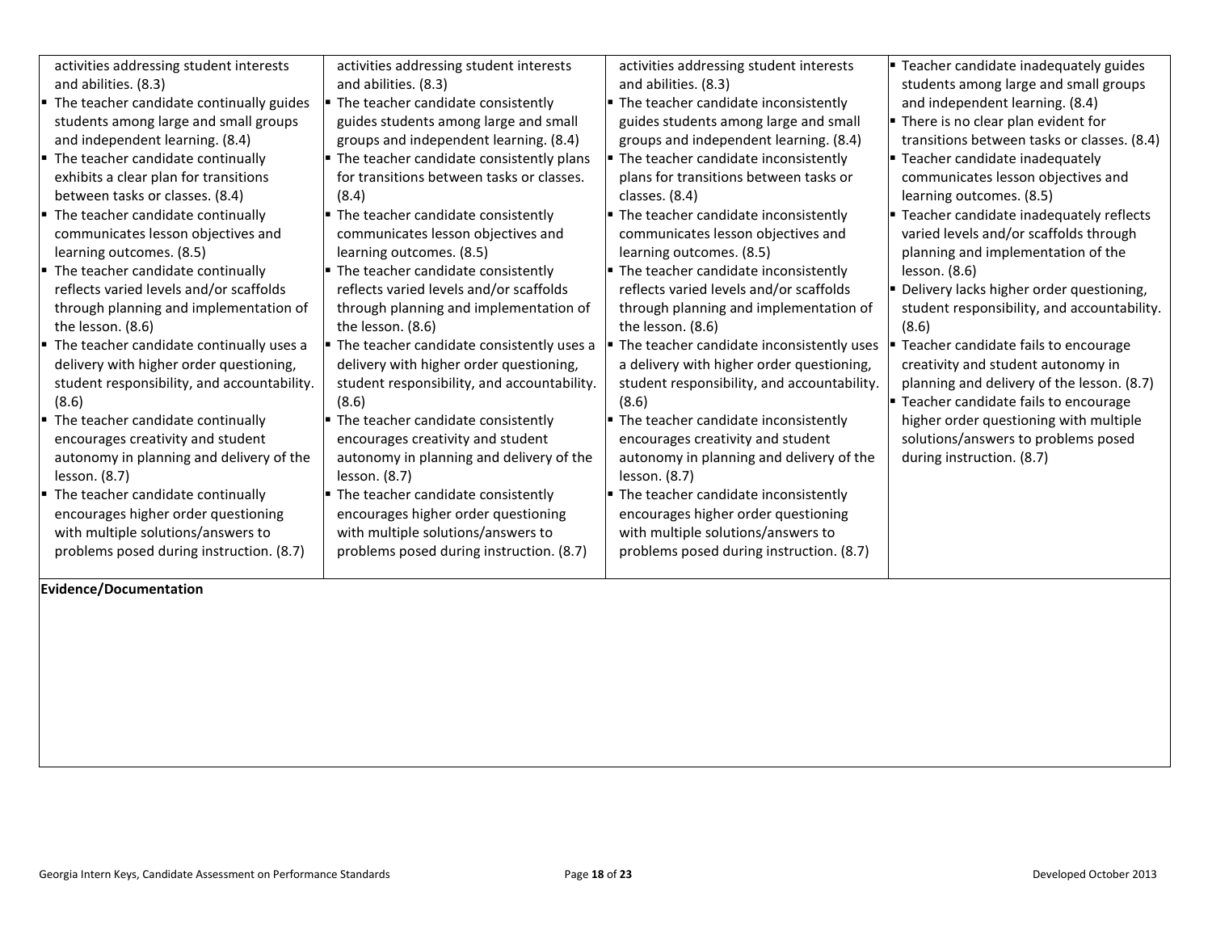| | | | |
|---|---|---|---|
| activities addressing student interests and abilities. (8.3)<br>▪ The teacher candidate continually guides students among large and small groups and independent learning. (8.4)<br>▪ The teacher candidate continually exhibits a clear plan for transitions between tasks or classes. (8.4)<br>▪ The teacher candidate continually communicates lesson objectives and learning outcomes. (8.5)<br>▪ The teacher candidate continually reflects varied levels and/or scaffolds through planning and implementation of the lesson. (8.6)<br>▪ The teacher candidate continually uses a delivery with higher order questioning, student responsibility, and accountability. (8.6)<br>▪ The teacher candidate continually encourages creativity and student autonomy in planning and delivery of the lesson. (8.7)<br>▪ The teacher candidate continually encourages higher order questioning with multiple solutions/answers to problems posed during instruction. (8.7) | activities addressing student interests and abilities. (8.3)<br>▪ The teacher candidate consistently guides students among large and small groups and independent learning. (8.4)<br>▪ The teacher candidate consistently plans for transitions between tasks or classes. (8.4)<br>▪ The teacher candidate consistently communicates lesson objectives and learning outcomes. (8.5)<br>▪ The teacher candidate consistently reflects varied levels and/or scaffolds through planning and implementation of the lesson. (8.6)<br>▪ The teacher candidate consistently uses a delivery with higher order questioning, student responsibility, and accountability. (8.6)<br>▪ The teacher candidate consistently encourages creativity and student autonomy in planning and delivery of the lesson. (8.7)<br>▪ The teacher candidate consistently encourages higher order questioning with multiple solutions/answers to problems posed during instruction. (8.7) | activities addressing student interests and abilities. (8.3)<br>▪ The teacher candidate inconsistently guides students among large and small groups and independent learning. (8.4)<br>▪ The teacher candidate inconsistently plans for transitions between tasks or classes. (8.4)<br>▪ The teacher candidate inconsistently communicates lesson objectives and learning outcomes. (8.5)<br>▪ The teacher candidate inconsistently reflects varied levels and/or scaffolds through planning and implementation of the lesson. (8.6)<br>▪ The teacher candidate inconsistently uses a delivery with higher order questioning, student responsibility, and accountability. (8.6)<br>▪ The teacher candidate inconsistently encourages creativity and student autonomy in planning and delivery of the lesson. (8.7)<br>▪ The teacher candidate inconsistently encourages higher order questioning with multiple solutions/answers to problems posed during instruction. (8.7) | ▪ Teacher candidate inadequately guides students among large and small groups and independent learning. (8.4)<br>▪ There is no clear plan evident for transitions between tasks or classes. (8.4)<br>▪ Teacher candidate inadequately communicates lesson objectives and learning outcomes. (8.5)<br>▪ Teacher candidate inadequately reflects varied levels and/or scaffolds through planning and implementation of the lesson. (8.6)<br>▪ Delivery lacks higher order questioning, student responsibility, and accountability. (8.6)<br>▪ Teacher candidate fails to encourage creativity and student autonomy in planning and delivery of the lesson. (8.7)<br>▪ Teacher candidate fails to encourage higher order questioning with multiple solutions/answers to problems posed during instruction. (8.7) |
| **Evidence/Documentation** | | | |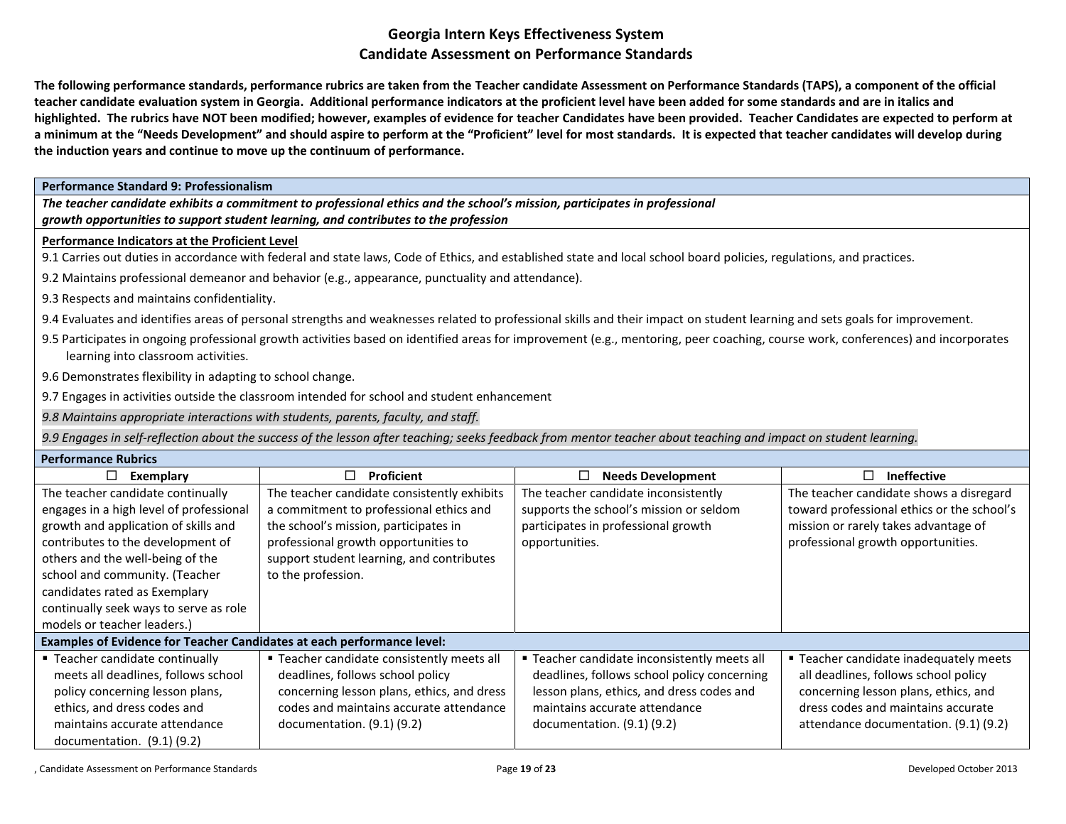# Georgia Intern Keys Effectiveness System
# Candidate Assessment on Performance Standards

**The following performance standards, performance rubrics are taken from the Teacher candidate Assessment on Performance Standards (TAPS), a component of the official teacher candidate evaluation system in Georgia. Additional performance indicators at the proficient level have been added for some standards and are in italics and highlighted. The rubrics have NOT been modified; however, examples of evidence for teacher Candidates have been provided. Teacher Candidates are expected to perform at a minimum at the "Needs Development" and should aspire to perform at the "Proficient" level for most standards. It is expected that teacher candidates will develop during the induction years and continue to move up the continuum of performance.**

## Performance Standard 9: Professionalism

***The teacher candidate exhibits a commitment to professional ethics and the school's mission, participates in professional growth opportunities to support student learning, and contributes to the profession***

### Performance Indicators at the Proficient Level

9.1 Carries out duties in accordance with federal and state laws, Code of Ethics, and established state and local school board policies, regulations, and practices.

9.2 Maintains professional demeanor and behavior (e.g., appearance, punctuality and attendance).

9.3 Respects and maintains confidentiality.

9.4 Evaluates and identifies areas of personal strengths and weaknesses related to professional skills and their impact on student learning and sets goals for improvement.

9.5 Participates in ongoing professional growth activities based on identified areas for improvement (e.g., mentoring, peer coaching, course work, conferences) and incorporates learning into classroom activities.

9.6 Demonstrates flexibility in adapting to school change.

9.7 Engages in activities outside the classroom intended for school and student enhancement

*9.8 Maintains appropriate interactions with students, parents, faculty, and staff.*

*9.9 Engages in self-reflection about the success of the lesson after teaching; seeks feedback from mentor teacher about teaching and impact on student learning.*

### Performance Rubrics

| ☐ Exemplary | ☐ Proficient | ☐ Needs Development | ☐ Ineffective |
|---|---|---|---|
| The teacher candidate continually engages in a high level of professional growth and application of skills and contributes to the development of others and the well-being of the school and community. (Teacher candidates rated as Exemplary continually seek ways to serve as role models or teacher leaders.) | The teacher candidate consistently exhibits a commitment to professional ethics and the school's mission, participates in professional growth opportunities to support student learning, and contributes to the profession. | The teacher candidate inconsistently supports the school's mission or seldom participates in professional growth opportunities. | The teacher candidate shows a disregard toward professional ethics or the school's mission or rarely takes advantage of professional growth opportunities. |
| **Examples of Evidence for Teacher Candidates at each performance level:** | | | |
| ▪ Teacher candidate continually meets all deadlines, follows school policy concerning lesson plans, ethics, and dress codes and maintains accurate attendance documentation. (9.1) (9.2) | ▪ Teacher candidate consistently meets all deadlines, follows school policy concerning lesson plans, ethics, and dress codes and maintains accurate attendance documentation. (9.1) (9.2) | ▪ Teacher candidate inconsistently meets all deadlines, follows school policy concerning lesson plans, ethics, and dress codes and maintains accurate attendance documentation. (9.1) (9.2) | ▪ Teacher candidate inadequately meets all deadlines, follows school policy concerning lesson plans, ethics, and dress codes and maintains accurate attendance documentation. (9.1) (9.2) |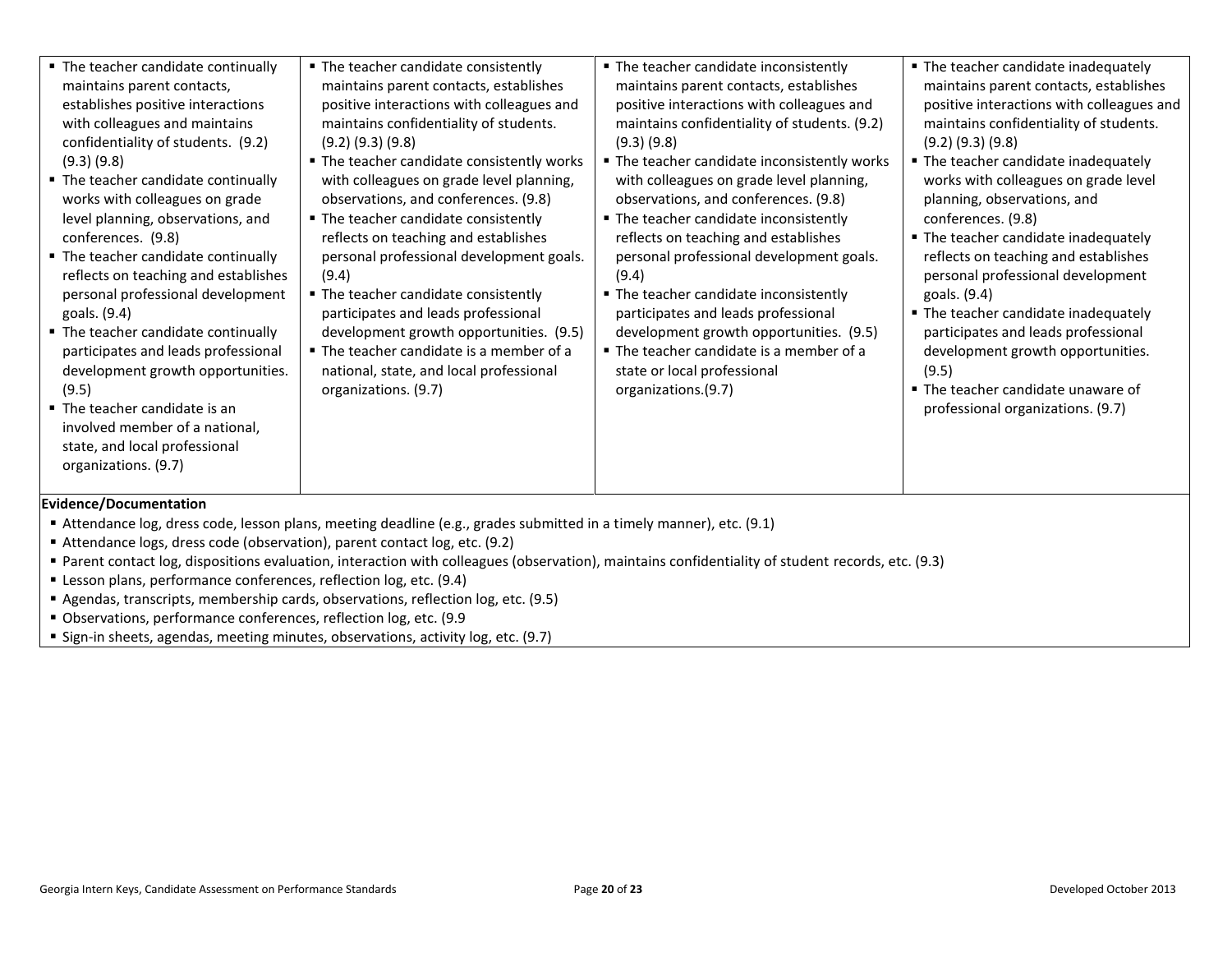| | | | |
|---|---|---|---|
| ▪ The teacher candidate continually maintains parent contacts, establishes positive interactions with colleagues and maintains confidentiality of students. (9.2) (9.3) (9.8)<br>▪ The teacher candidate continually works with colleagues on grade level planning, observations, and conferences. (9.8)<br>▪ The teacher candidate continually reflects on teaching and establishes personal professional development goals. (9.4)<br>▪ The teacher candidate continually participates and leads professional development growth opportunities. (9.5)<br>▪ The teacher candidate is an involved member of a national, state, and local professional organizations. (9.7) | ▪ The teacher candidate consistently maintains parent contacts, establishes positive interactions with colleagues and maintains confidentiality of students. (9.2) (9.3) (9.8)<br>▪ The teacher candidate consistently works with colleagues on grade level planning, observations, and conferences. (9.8)<br>▪ The teacher candidate consistently reflects on teaching and establishes personal professional development goals. (9.4)<br>▪ The teacher candidate consistently participates and leads professional development growth opportunities. (9.5)<br>▪ The teacher candidate is a member of a national, state, and local professional organizations. (9.7) | ▪ The teacher candidate inconsistently maintains parent contacts, establishes positive interactions with colleagues and maintains confidentiality of students. (9.2) (9.3) (9.8)<br>▪ The teacher candidate inconsistently works with colleagues on grade level planning, observations, and conferences. (9.8)<br>▪ The teacher candidate inconsistently reflects on teaching and establishes personal professional development goals. (9.4)<br>▪ The teacher candidate inconsistently participates and leads professional development growth opportunities. (9.5)<br>▪ The teacher candidate is a member of a state or local professional organizations.(9.7) | ▪ The teacher candidate inadequately maintains parent contacts, establishes positive interactions with colleagues and maintains confidentiality of students. (9.2) (9.3) (9.8)<br>▪ The teacher candidate inadequately works with colleagues on grade level planning, observations, and conferences. (9.8)<br>▪ The teacher candidate inadequately reflects on teaching and establishes personal professional development goals. (9.4)<br>▪ The teacher candidate inadequately participates and leads professional development growth opportunities. (9.5)<br>▪ The teacher candidate unaware of professional organizations. (9.7) |

**Evidence/Documentation**

- Attendance log, dress code, lesson plans, meeting deadline (e.g., grades submitted in a timely manner), etc. (9.1)
- Attendance logs, dress code (observation), parent contact log, etc. (9.2)
- Parent contact log, dispositions evaluation, interaction with colleagues (observation), maintains confidentiality of student records, etc. (9.3)
- Lesson plans, performance conferences, reflection log, etc. (9.4)
- Agendas, transcripts, membership cards, observations, reflection log, etc. (9.5)
- Observations, performance conferences, reflection log, etc. (9.9
- Sign-in sheets, agendas, meeting minutes, observations, activity log, etc. (9.7)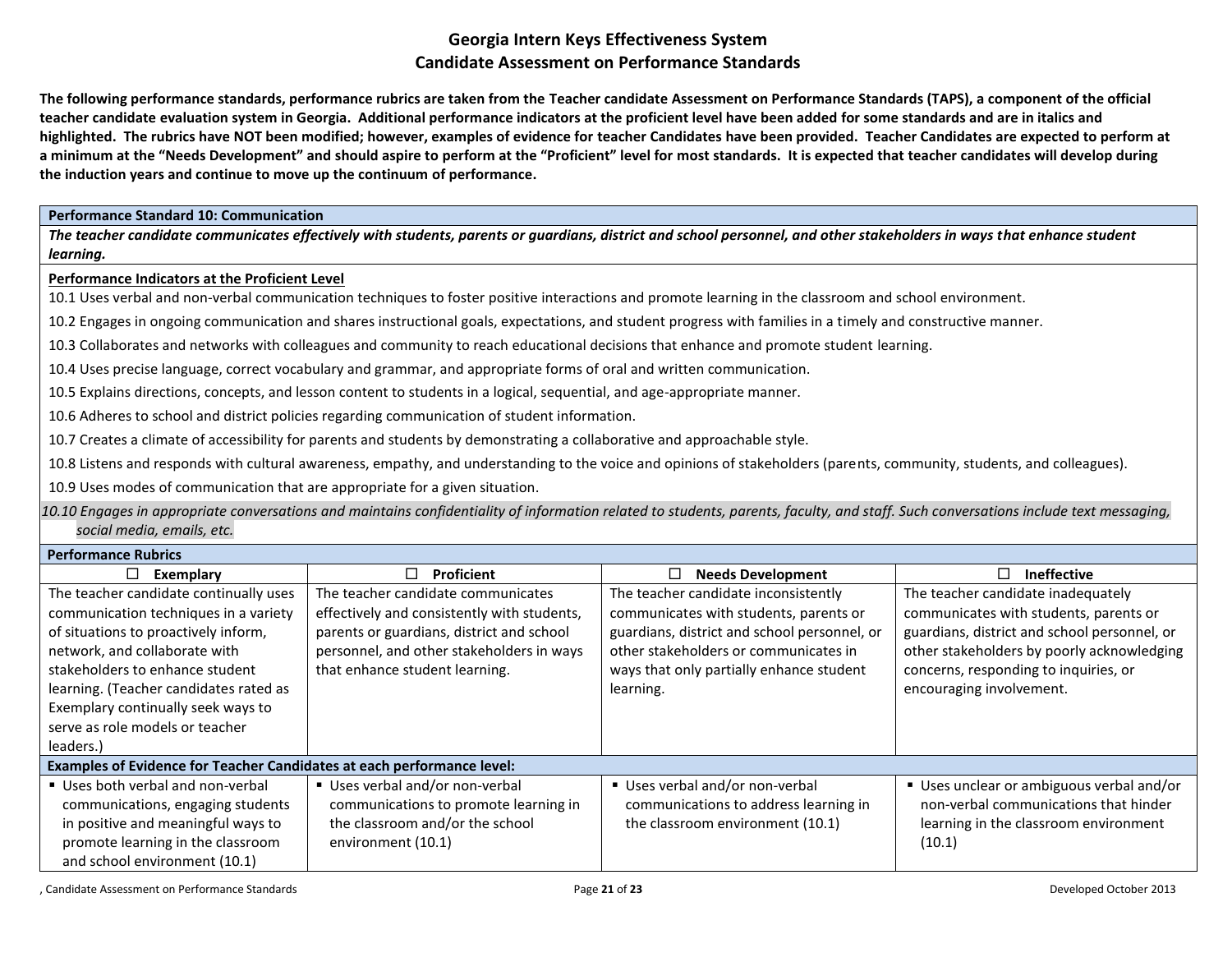# Georgia Intern Keys Effectiveness System
## Candidate Assessment on Performance Standards

**The following performance standards, performance rubrics are taken from the Teacher candidate Assessment on Performance Standards (TAPS), a component of the official teacher candidate evaluation system in Georgia. Additional performance indicators at the proficient level have been added for some standards and are in italics and highlighted. The rubrics have NOT been modified; however, examples of evidence for teacher Candidates have been provided. Teacher Candidates are expected to perform at a minimum at the "Needs Development" and should aspire to perform at the "Proficient" level for most standards. It is expected that teacher candidates will develop during the induction years and continue to move up the continuum of performance.**

**Performance Standard 10: Communication**

***The teacher candidate communicates effectively with students, parents or guardians, district and school personnel, and other stakeholders in ways that enhance student learning.***

**Performance Indicators at the Proficient Level**

10.1 Uses verbal and non-verbal communication techniques to foster positive interactions and promote learning in the classroom and school environment.

10.2 Engages in ongoing communication and shares instructional goals, expectations, and student progress with families in a timely and constructive manner.

10.3 Collaborates and networks with colleagues and community to reach educational decisions that enhance and promote student learning.

10.4 Uses precise language, correct vocabulary and grammar, and appropriate forms of oral and written communication.

10.5 Explains directions, concepts, and lesson content to students in a logical, sequential, and age-appropriate manner.

10.6 Adheres to school and district policies regarding communication of student information.

10.7 Creates a climate of accessibility for parents and students by demonstrating a collaborative and approachable style.

10.8 Listens and responds with cultural awareness, empathy, and understanding to the voice and opinions of stakeholders (parents, community, students, and colleagues).

10.9 Uses modes of communication that are appropriate for a given situation.

*10.10 Engages in appropriate conversations and maintains confidentiality of information related to students, parents, faculty, and staff. Such conversations include text messaging, social media, emails, etc.*

**Performance Rubrics**

| ☐ Exemplary | ☐ Proficient | ☐ Needs Development | ☐ Ineffective |
|---|---|---|---|
| The teacher candidate continually uses communication techniques in a variety of situations to proactively inform, network, and collaborate with stakeholders to enhance student learning. (Teacher candidates rated as Exemplary continually seek ways to serve as role models or teacher leaders.) | The teacher candidate communicates effectively and consistently with students, parents or guardians, district and school personnel, and other stakeholders in ways that enhance student learning. | The teacher candidate inconsistently communicates with students, parents or guardians, district and school personnel, or other stakeholders or communicates in ways that only partially enhance student learning. | The teacher candidate inadequately communicates with students, parents or guardians, district and school personnel, or other stakeholders by poorly acknowledging concerns, responding to inquiries, or encouraging involvement. |
| **Examples of Evidence for Teacher Candidates at each performance level:** | | | |
| ▪ Uses both verbal and non-verbal communications, engaging students in positive and meaningful ways to promote learning in the classroom and school environment (10.1) | ▪ Uses verbal and/or non-verbal communications to promote learning in the classroom and/or the school environment (10.1) | ▪ Uses verbal and/or non-verbal communications to address learning in the classroom environment (10.1) | ▪ Uses unclear or ambiguous verbal and/or non-verbal communications that hinder learning in the classroom environment (10.1) |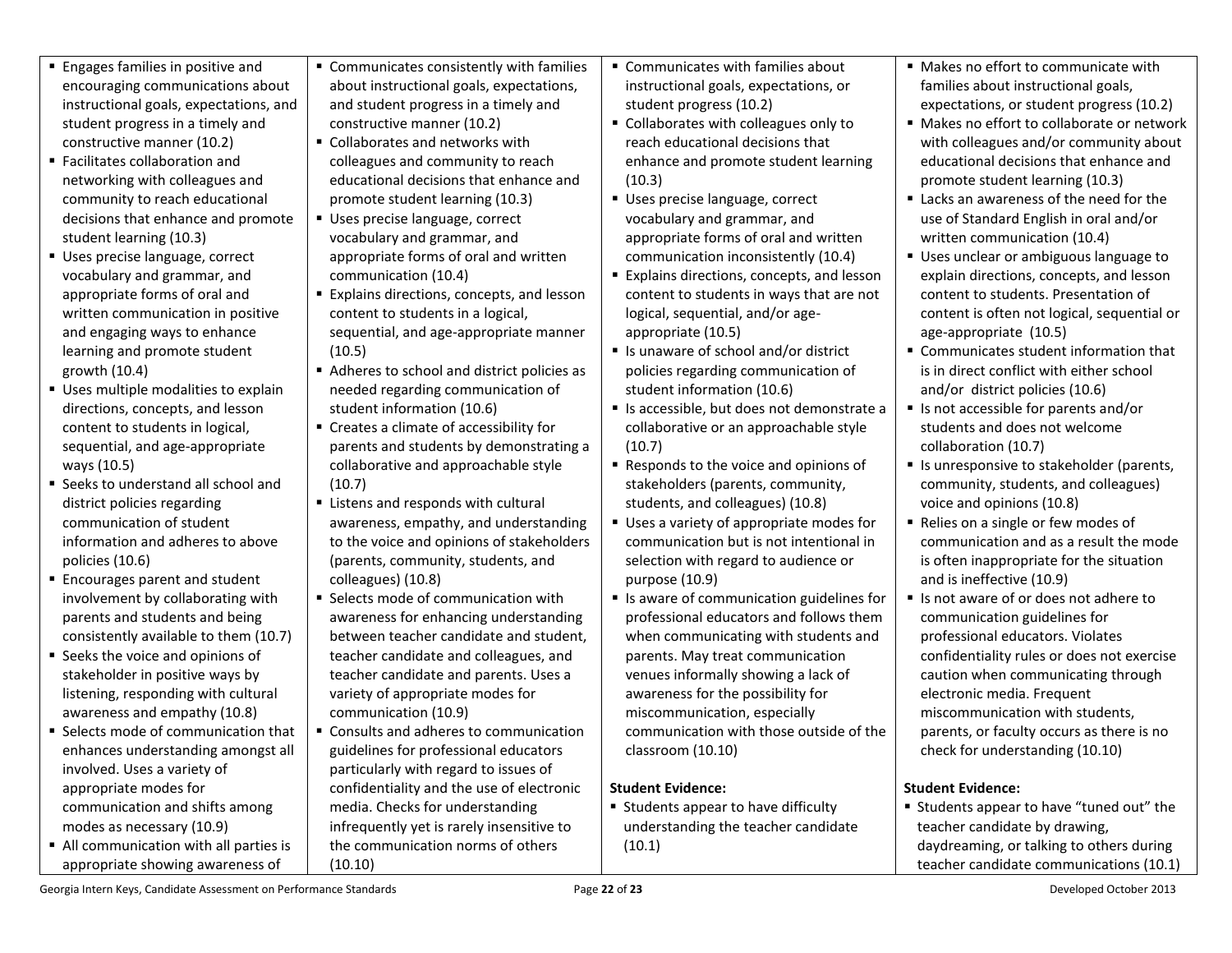| | | | |
|---|---|---|---|
| ▪ Engages families in positive and encouraging communications about instructional goals, expectations, and student progress in a timely and constructive manner (10.2)<br>▪ Facilitates collaboration and networking with colleagues and community to reach educational decisions that enhance and promote student learning (10.3)<br>▪ Uses precise language, correct vocabulary and grammar, and appropriate forms of oral and written communication in positive and engaging ways to enhance learning and promote student growth (10.4)<br>▪ Uses multiple modalities to explain directions, concepts, and lesson content to students in logical, sequential, and age-appropriate ways (10.5)<br>▪ Seeks to understand all school and district policies regarding communication of student information and adheres to above policies (10.6)<br>▪ Encourages parent and student involvement by collaborating with parents and students and being consistently available to them (10.7)<br>▪ Seeks the voice and opinions of stakeholder in positive ways by listening, responding with cultural awareness and empathy (10.8)<br>▪ Selects mode of communication that enhances understanding amongst all involved. Uses a variety of appropriate modes for communication and shifts among modes as necessary (10.9)<br>▪ All communication with all parties is appropriate showing awareness of | ▪ Communicates consistently with families about instructional goals, expectations, and student progress in a timely and constructive manner (10.2)<br>▪ Collaborates and networks with colleagues and community to reach educational decisions that enhance and promote student learning (10.3)<br>▪ Uses precise language, correct vocabulary and grammar, and appropriate forms of oral and written communication (10.4)<br>▪ Explains directions, concepts, and lesson content to students in a logical, sequential, and age-appropriate manner (10.5)<br>▪ Adheres to school and district policies as needed regarding communication of student information (10.6)<br>▪ Creates a climate of accessibility for parents and students by demonstrating a collaborative and approachable style (10.7)<br>▪ Listens and responds with cultural awareness, empathy, and understanding to the voice and opinions of stakeholders (parents, community, students, and colleagues) (10.8)<br>▪ Selects mode of communication with awareness for enhancing understanding between teacher candidate and student, teacher candidate and colleagues, and teacher candidate and parents. Uses a variety of appropriate modes for communication (10.9)<br>▪ Consults and adheres to communication guidelines for professional educators particularly with regard to issues of confidentiality and the use of electronic media. Checks for understanding infrequently yet is rarely insensitive to the communication norms of others (10.10) | ▪ Communicates with families about instructional goals, expectations, or student progress (10.2)<br>▪ Collaborates with colleagues only to reach educational decisions that enhance and promote student learning (10.3)<br>▪ Uses precise language, correct vocabulary and grammar, and appropriate forms of oral and written communication inconsistently (10.4)<br>▪ Explains directions, concepts, and lesson content to students in ways that are not logical, sequential, and/or age-appropriate (10.5)<br>▪ Is unaware of school and/or district policies regarding communication of student information (10.6)<br>▪ Is accessible, but does not demonstrate a collaborative or an approachable style (10.7)<br>▪ Responds to the voice and opinions of stakeholders (parents, community, students, and colleagues) (10.8)<br>▪ Uses a variety of appropriate modes for communication but is not intentional in selection with regard to audience or purpose (10.9)<br>▪ Is aware of communication guidelines for professional educators and follows them when communicating with students and parents. May treat communication venues informally showing a lack of awareness for the possibility for miscommunication, especially communication with those outside of the classroom (10.10)<br><br>**Student Evidence:**<br>▪ Students appear to have difficulty understanding the teacher candidate (10.1) | ▪ Makes no effort to communicate with families about instructional goals, expectations, or student progress (10.2)<br>▪ Makes no effort to collaborate or network with colleagues and/or community about educational decisions that enhance and promote student learning (10.3)<br>▪ Lacks an awareness of the need for the use of Standard English in oral and/or written communication (10.4)<br>▪ Uses unclear or ambiguous language to explain directions, concepts, and lesson content to students. Presentation of content is often not logical, sequential or age-appropriate (10.5)<br>▪ Communicates student information that is in direct conflict with either school and/or district policies (10.6)<br>▪ Is not accessible for parents and/or students and does not welcome collaboration (10.7)<br>▪ Is unresponsive to stakeholder (parents, community, students, and colleagues) voice and opinions (10.8)<br>▪ Relies on a single or few modes of communication and as a result the mode is often inappropriate for the situation and is ineffective (10.9)<br>▪ Is not aware of or does not adhere to communication guidelines for professional educators. Violates confidentiality rules or does not exercise caution when communicating through electronic media. Frequent miscommunication with students, parents, or faculty occurs as there is no check for understanding (10.10)<br><br>**Student Evidence:**<br>▪ Students appear to have "tuned out" the teacher candidate by drawing, daydreaming, or talking to others during teacher candidate communications (10.1) |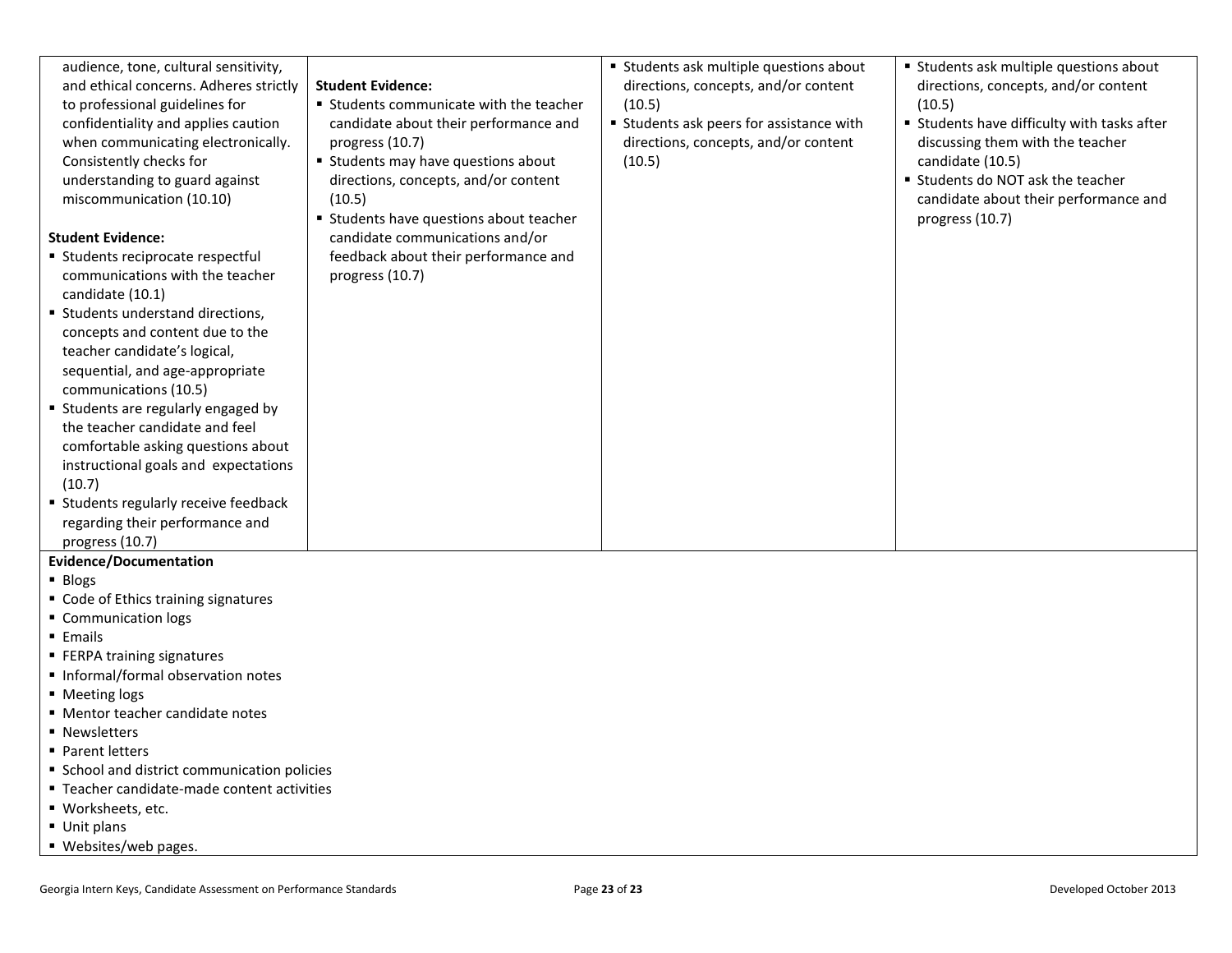| | | | |
|---|---|---|---|
| audience, tone, cultural sensitivity, and ethical concerns. Adheres strictly to professional guidelines for confidentiality and applies caution when communicating electronically. Consistently checks for understanding to guard against miscommunication (10.10)<br><br>**Student Evidence:**<br>▪ Students reciprocate respectful communications with the teacher candidate (10.1)<br>▪ Students understand directions, concepts and content due to the teacher candidate's logical, sequential, and age-appropriate communications (10.5)<br>▪ Students are regularly engaged by the teacher candidate and feel comfortable asking questions about instructional goals and expectations (10.7)<br>▪ Students regularly receive feedback regarding their performance and progress (10.7) | **Student Evidence:**<br>▪ Students communicate with the teacher candidate about their performance and progress (10.7)<br>▪ Students may have questions about directions, concepts, and/or content (10.5)<br>▪ Students have questions about teacher candidate communications and/or feedback about their performance and progress (10.7) | ▪ Students ask multiple questions about directions, concepts, and/or content (10.5)<br>▪ Students ask peers for assistance with directions, concepts, and/or content (10.5) | ▪ Students ask multiple questions about directions, concepts, and/or content (10.5)<br>▪ Students have difficulty with tasks after discussing them with the teacher candidate (10.5)<br>▪ Students do NOT ask the teacher candidate about their performance and progress (10.7) |
| **Evidence/Documentation**<br>▪ Blogs<br>▪ Code of Ethics training signatures<br>▪ Communication logs<br>▪ Emails<br>▪ FERPA training signatures<br>▪ Informal/formal observation notes<br>▪ Meeting logs<br>▪ Mentor teacher candidate notes<br>▪ Newsletters<br>▪ Parent letters<br>▪ School and district communication policies<br>▪ Teacher candidate-made content activities<br>▪ Worksheets, etc.<br>▪ Unit plans<br>▪ Websites/web pages. | | | |